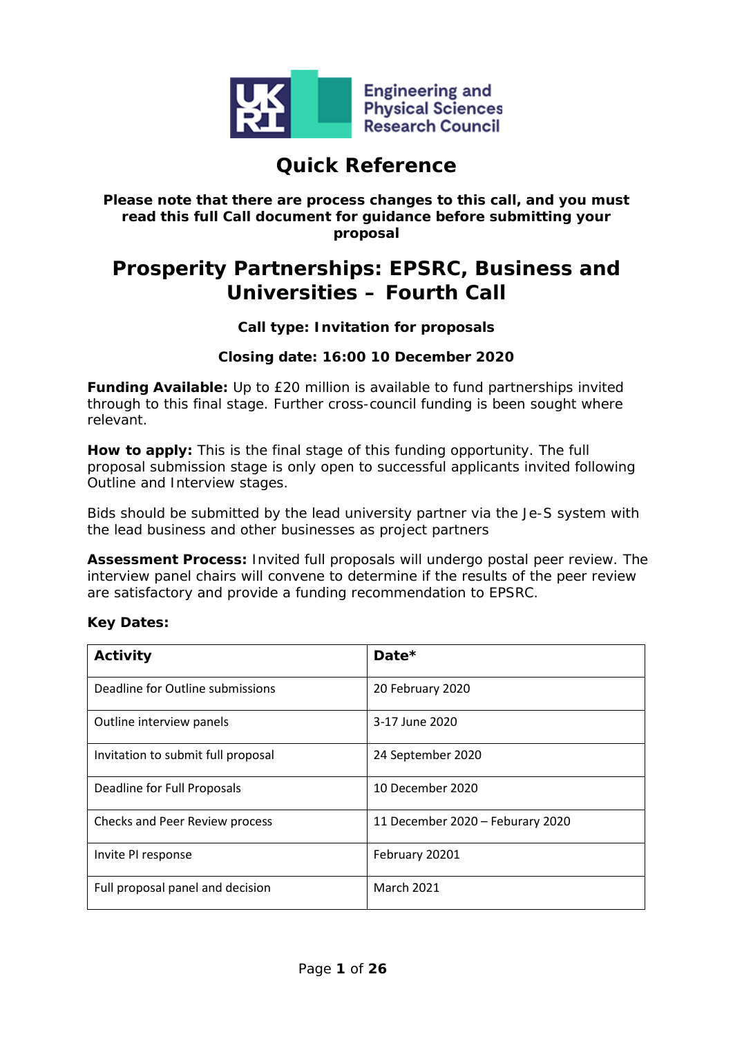Engineering and Physical Sciences Research Council

# Quick Reference

**Please note that there are process changes to this call, and you must read this full Call document for guidance before submitting your proposal**

# Prosperity Partnerships: EPSRC, Business and Universities – Fourth Call

**Call type: Invitation for proposals**

**Closing date: 16:00 10 December 2020**

**Funding Available:** Up to £20 million is available to fund partnerships invited through to this final stage. Further cross-council funding is been sought where relevant.

**How to apply:** This is the final stage of this funding opportunity. The full proposal submission stage is only open to successful applicants invited following Outline and Interview stages.

Bids should be submitted by the lead university partner via the Je-S system with the lead business and other businesses as project partners

**Assessment Process:** Invited full proposals will undergo postal peer review. The interview panel chairs will convene to determine if the results of the peer review are satisfactory and provide a funding recommendation to EPSRC.

**Key Dates:**

| Activity | Date* |
| --- | --- |
| Deadline for Outline submissions | 20 February 2020 |
| Outline interview panels | 3-17 June 2020 |
| Invitation to submit full proposal | 24 September 2020 |
| Deadline for Full Proposals | 10 December 2020 |
| Checks and Peer Review process | 11 December 2020 – Feburary 2020 |
| Invite PI response | February 20201 |
| Full proposal panel and decision | March 2021 |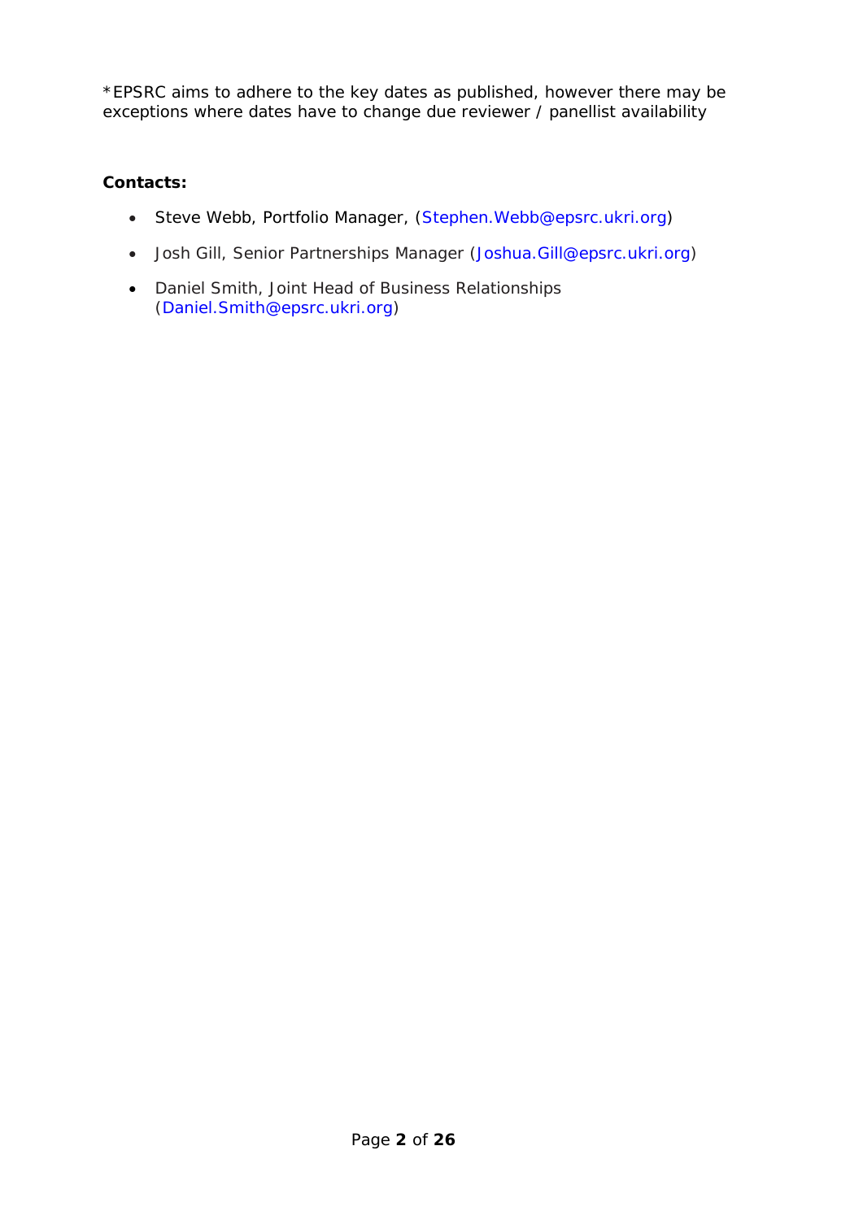*EPSRC aims to adhere to the key dates as published, however there may be exceptions where dates have to change due reviewer / panellist availability

**Contacts:**

- Steve Webb, Portfolio Manager, (Stephen.Webb@epsrc.ukri.org)
- Josh Gill, Senior Partnerships Manager (Joshua.Gill@epsrc.ukri.org)
- Daniel Smith, Joint Head of Business Relationships (Daniel.Smith@epsrc.ukri.org)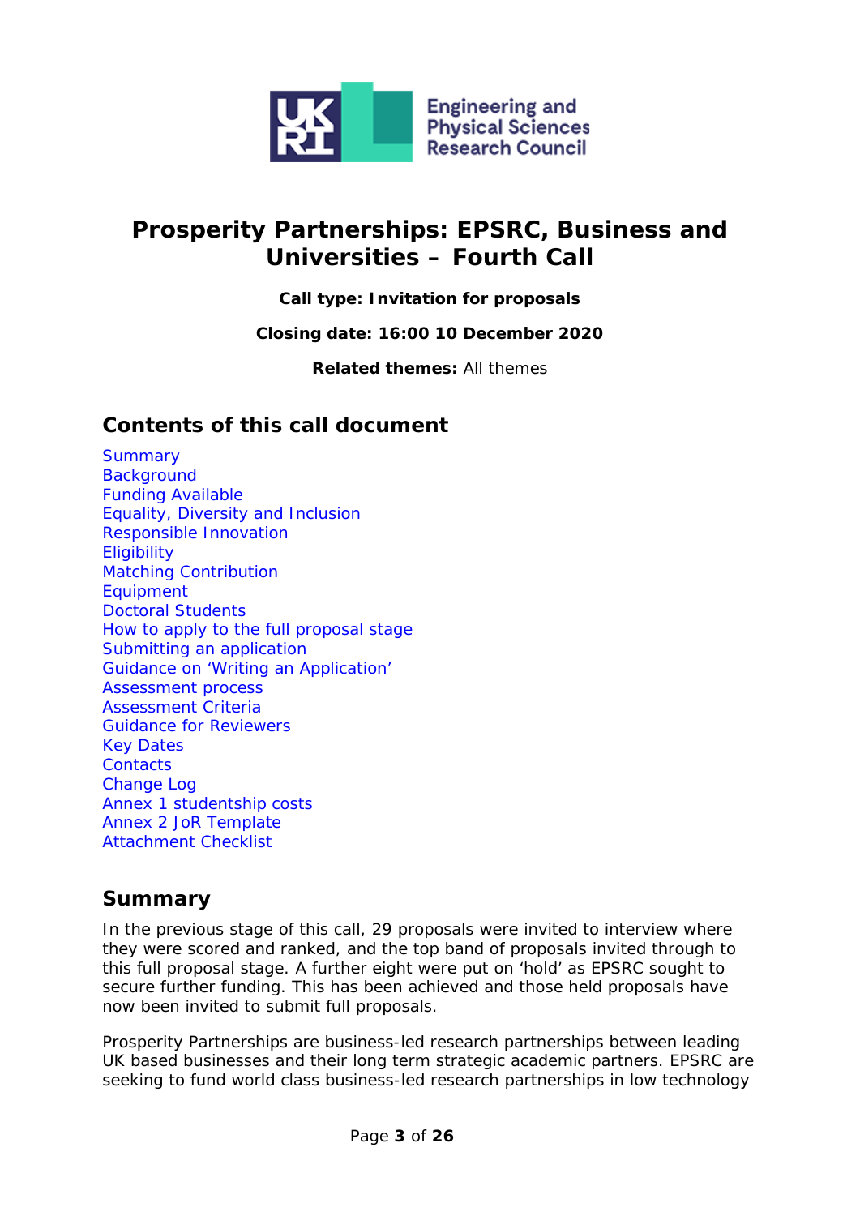# Prosperity Partnerships: EPSRC, Business and Universities – Fourth Call

**Call type: Invitation for proposals**

**Closing date: 16:00 10 December 2020**

**Related themes:** All themes

## Contents of this call document

- Summary
- Background
- Funding Available
- Equality, Diversity and Inclusion
- Responsible Innovation
- Eligibility
- Matching Contribution
- Equipment
- Doctoral Students
- How to apply to the full proposal stage
- Submitting an application
- Guidance on 'Writing an Application'
- Assessment process
- Assessment Criteria
- Guidance for Reviewers
- Key Dates
- Contacts
- Change Log
- Annex 1 studentship costs
- Annex 2 JoR Template
- Attachment Checklist

## Summary

In the previous stage of this call, 29 proposals were invited to interview where they were scored and ranked, and the top band of proposals invited through to this full proposal stage. A further eight were put on 'hold' as EPSRC sought to secure further funding. This has been achieved and those held proposals have now been invited to submit full proposals.

Prosperity Partnerships are business-led research partnerships between leading UK based businesses and their long term strategic academic partners. EPSRC are seeking to fund world class business-led research partnerships in low technology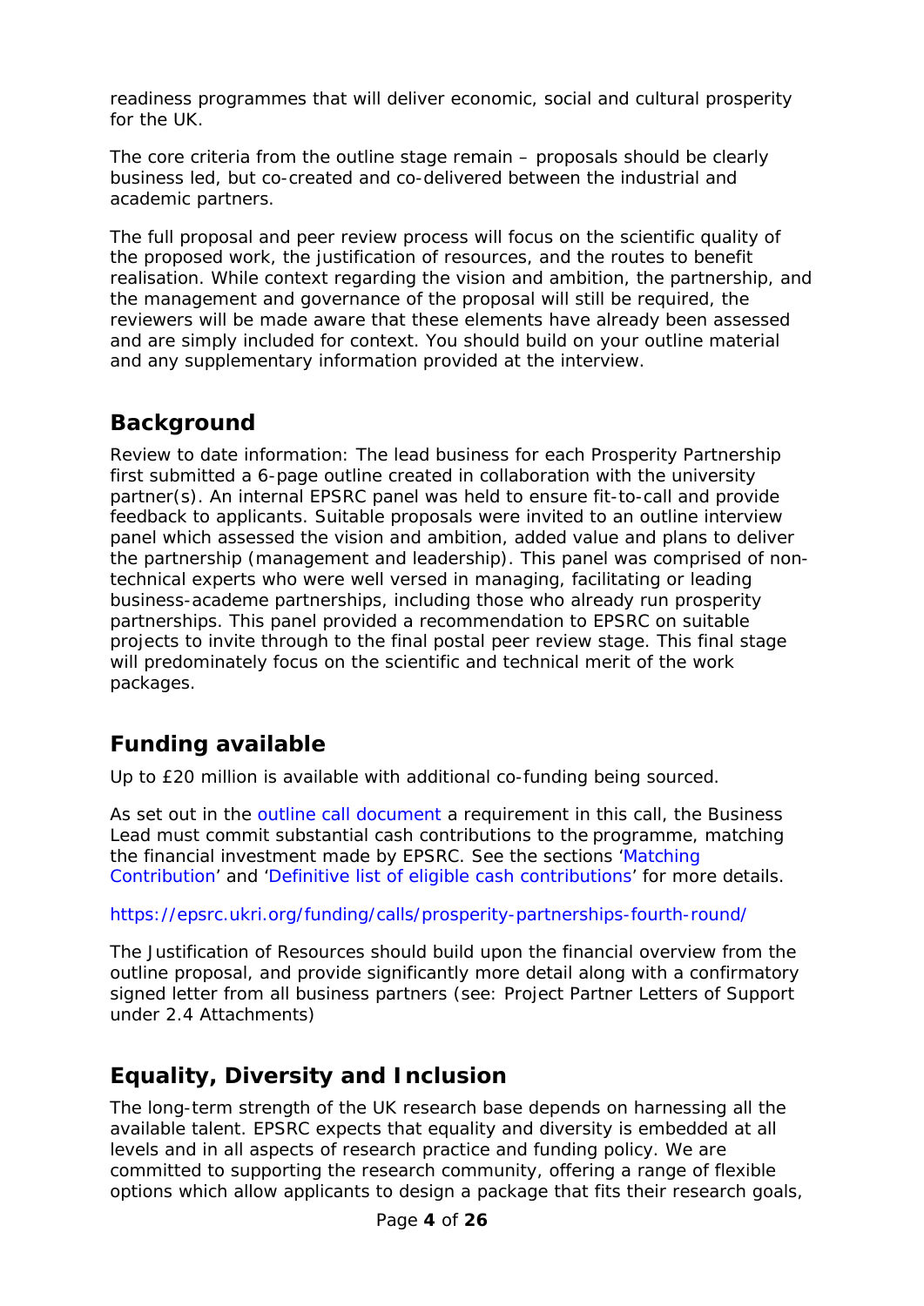readiness programmes that will deliver economic, social and cultural prosperity for the UK.

The core criteria from the outline stage remain – proposals should be clearly business led, but co-created and co-delivered between the industrial and academic partners.

The full proposal and peer review process will focus on the scientific quality of the proposed work, the justification of resources, and the routes to benefit realisation. While context regarding the vision and ambition, the partnership, and the management and governance of the proposal will still be required, the reviewers will be made aware that these elements have already been assessed and are simply included for context. You should build on your outline material and any supplementary information provided at the interview.

## Background

Review to date information: The lead business for each Prosperity Partnership first submitted a 6-page outline created in collaboration with the university partner(s). An internal EPSRC panel was held to ensure fit-to-call and provide feedback to applicants. Suitable proposals were invited to an outline interview panel which assessed the vision and ambition, added value and plans to deliver the partnership (management and leadership). This panel was comprised of non-technical experts who were well versed in managing, facilitating or leading business-academe partnerships, including those who already run prosperity partnerships. This panel provided a recommendation to EPSRC on suitable projects to invite through to the final postal peer review stage. This final stage will predominately focus on the scientific and technical merit of the work packages.

## Funding available

Up to £20 million is available with additional co-funding being sourced.

As set out in the outline call document a requirement in this call, the Business Lead must commit substantial cash contributions to the programme, matching the financial investment made by EPSRC. See the sections 'Matching Contribution' and 'Definitive list of eligible cash contributions' for more details.

https://epsrc.ukri.org/funding/calls/prosperity-partnerships-fourth-round/

The Justification of Resources should build upon the financial overview from the outline proposal, and provide significantly more detail along with a confirmatory signed letter from all business partners (see: Project Partner Letters of Support under 2.4 Attachments)

## Equality, Diversity and Inclusion

The long-term strength of the UK research base depends on harnessing all the available talent. EPSRC expects that equality and diversity is embedded at all levels and in all aspects of research practice and funding policy. We are committed to supporting the research community, offering a range of flexible options which allow applicants to design a package that fits their research goals,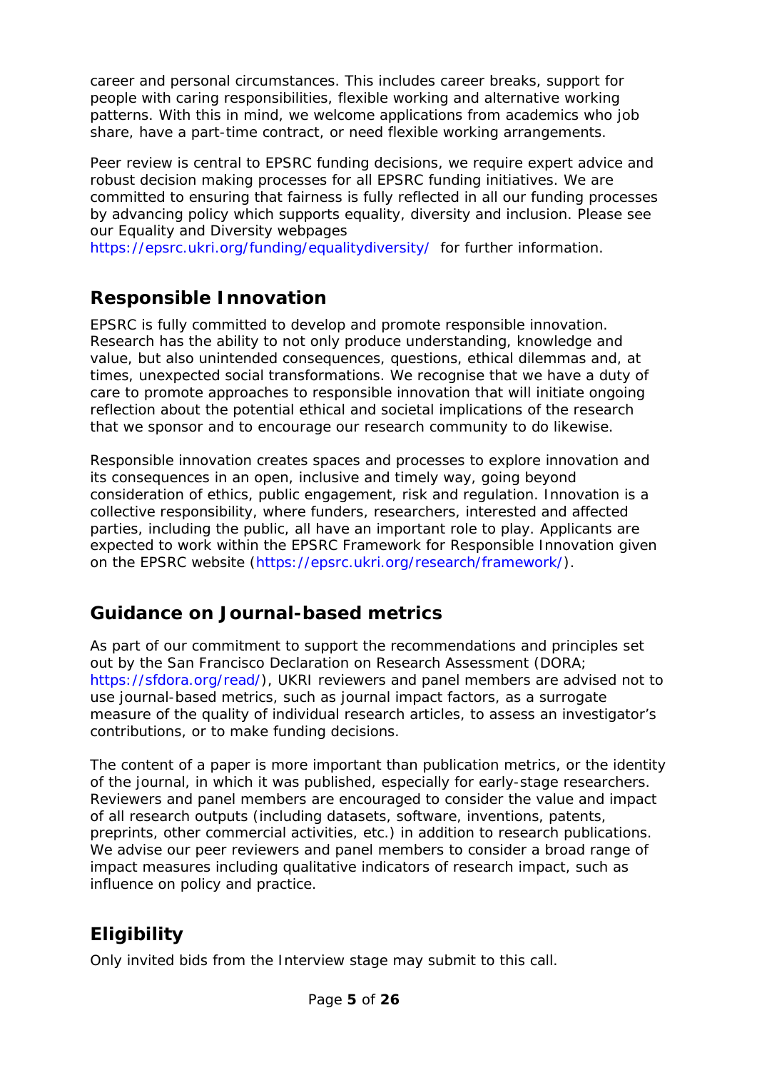career and personal circumstances. This includes career breaks, support for people with caring responsibilities, flexible working and alternative working patterns. With this in mind, we welcome applications from academics who job share, have a part-time contract, or need flexible working arrangements.

Peer review is central to EPSRC funding decisions, we require expert advice and robust decision making processes for all EPSRC funding initiatives. We are committed to ensuring that fairness is fully reflected in all our funding processes by advancing policy which supports equality, diversity and inclusion. Please see our Equality and Diversity webpages https://epsrc.ukri.org/funding/equalitydiversity/ for further information.

## Responsible Innovation

EPSRC is fully committed to develop and promote responsible innovation. Research has the ability to not only produce understanding, knowledge and value, but also unintended consequences, questions, ethical dilemmas and, at times, unexpected social transformations. We recognise that we have a duty of care to promote approaches to responsible innovation that will initiate ongoing reflection about the potential ethical and societal implications of the research that we sponsor and to encourage our research community to do likewise.

Responsible innovation creates spaces and processes to explore innovation and its consequences in an open, inclusive and timely way, going beyond consideration of ethics, public engagement, risk and regulation. Innovation is a collective responsibility, where funders, researchers, interested and affected parties, including the public, all have an important role to play. Applicants are expected to work within the EPSRC Framework for Responsible Innovation given on the EPSRC website (https://epsrc.ukri.org/research/framework/).

## Guidance on Journal-based metrics

As part of our commitment to support the recommendations and principles set out by the San Francisco Declaration on Research Assessment (DORA; https://sfdora.org/read/), UKRI reviewers and panel members are advised not to use journal-based metrics, such as journal impact factors, as a surrogate measure of the quality of individual research articles, to assess an investigator's contributions, or to make funding decisions.

The content of a paper is more important than publication metrics, or the identity of the journal, in which it was published, especially for early-stage researchers. Reviewers and panel members are encouraged to consider the value and impact of all research outputs (including datasets, software, inventions, patents, preprints, other commercial activities, etc.) in addition to research publications. We advise our peer reviewers and panel members to consider a broad range of impact measures including qualitative indicators of research impact, such as influence on policy and practice.

## Eligibility

Only invited bids from the Interview stage may submit to this call.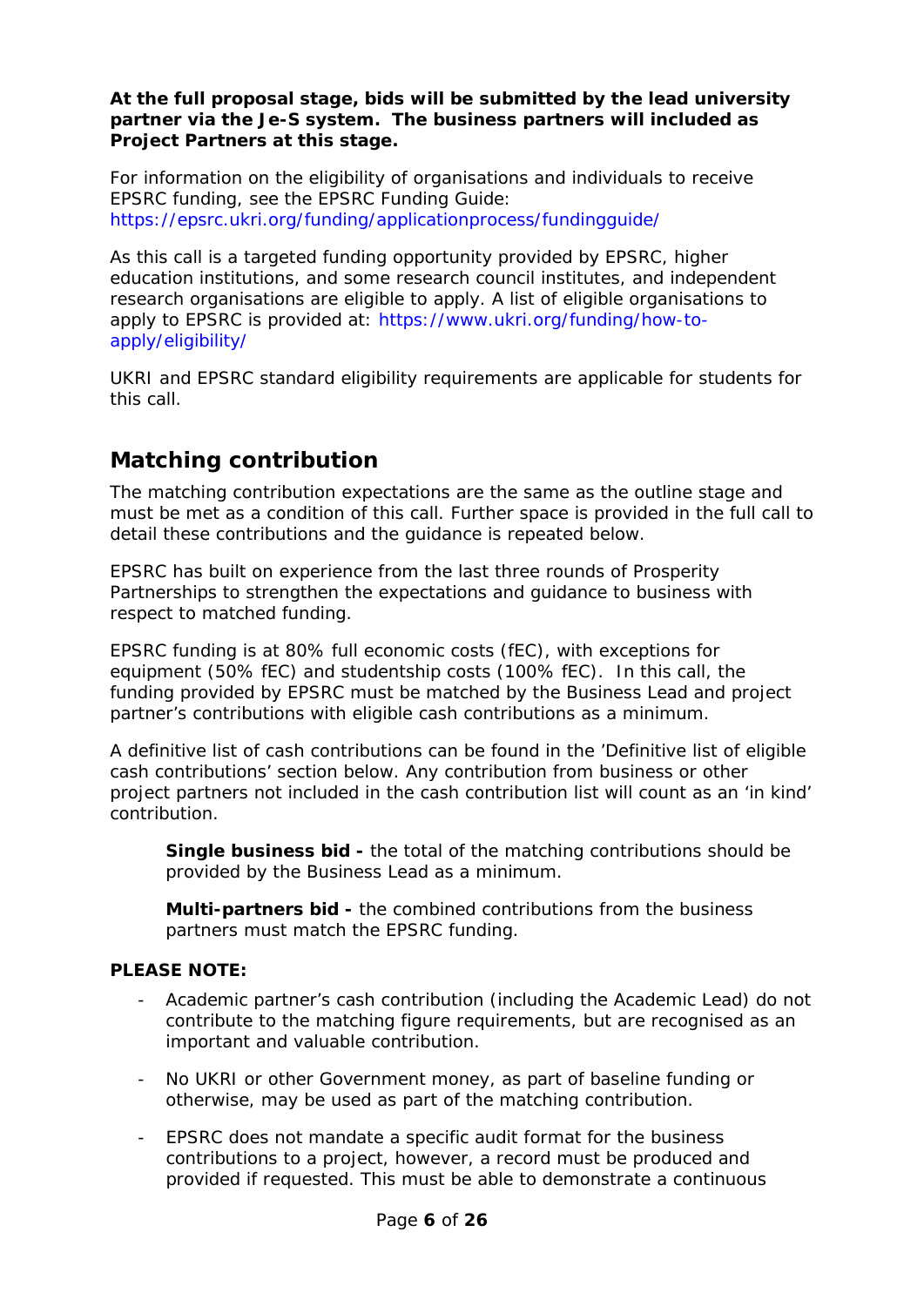**At the full proposal stage, bids will be submitted by the lead university partner via the Je-S system. The business partners will included as Project Partners at this stage.**

For information on the eligibility of organisations and individuals to receive EPSRC funding, see the EPSRC Funding Guide: https://epsrc.ukri.org/funding/applicationprocess/fundingguide/

As this call is a targeted funding opportunity provided by EPSRC, higher education institutions, and some research council institutes, and independent research organisations are eligible to apply. A list of eligible organisations to apply to EPSRC is provided at: https://www.ukri.org/funding/how-to-apply/eligibility/

UKRI and EPSRC standard eligibility requirements are applicable for students for this call.

## Matching contribution

The matching contribution expectations are the same as the outline stage and must be met as a condition of this call. Further space is provided in the full call to detail these contributions and the guidance is repeated below.

EPSRC has built on experience from the last three rounds of Prosperity Partnerships to strengthen the expectations and guidance to business with respect to matched funding.

EPSRC funding is at 80% full economic costs (fEC), with exceptions for equipment (50% fEC) and studentship costs (100% fEC). In this call, the funding provided by EPSRC must be matched by the Business Lead and project partner's contributions with eligible cash contributions as a minimum.

A definitive list of cash contributions can be found in the 'Definitive list of eligible cash contributions' section below. Any contribution from business or other project partners not included in the cash contribution list will count as an 'in kind' contribution.

> **Single business bid -** the total of the matching contributions should be provided by the Business Lead as a minimum.
>
> **Multi-partners bid -** the combined contributions from the business partners must match the EPSRC funding.

**PLEASE NOTE:**

- Academic partner's cash contribution (including the Academic Lead) do not contribute to the matching figure requirements, but are recognised as an important and valuable contribution.
- No UKRI or other Government money, as part of baseline funding or otherwise, may be used as part of the matching contribution.
- EPSRC does not mandate a specific audit format for the business contributions to a project, however, a record must be produced and provided if requested. This must be able to demonstrate a continuous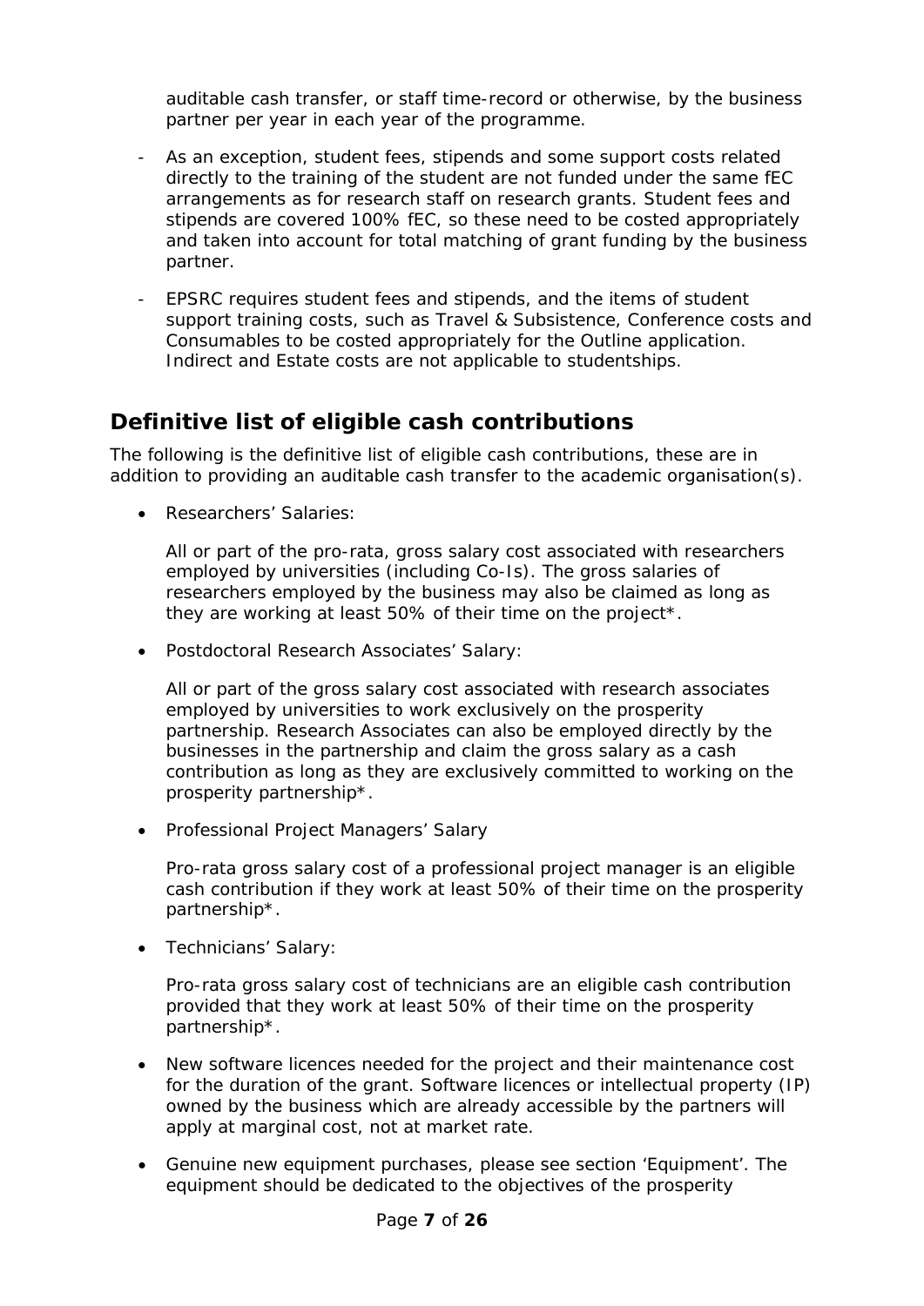auditable cash transfer, or staff time-record or otherwise, by the business partner per year in each year of the programme.

- As an exception, student fees, stipends and some support costs related directly to the training of the student are not funded under the same fEC arrangements as for research staff on research grants. Student fees and stipends are covered 100% fEC, so these need to be costed appropriately and taken into account for total matching of grant funding by the business partner.
- EPSRC requires student fees and stipends, and the items of student support training costs, such as Travel & Subsistence, Conference costs and Consumables to be costed appropriately for the Outline application. Indirect and Estate costs are not applicable to studentships.

## Definitive list of eligible cash contributions

The following is the definitive list of eligible cash contributions, these are in addition to providing an auditable cash transfer to the academic organisation(s).

- Researchers' Salaries:

  All or part of the pro-rata, gross salary cost associated with researchers employed by universities (including Co-Is). The gross salaries of researchers employed by the business may also be claimed as long as they are working at least 50% of their time on the project*.

- Postdoctoral Research Associates' Salary:

  All or part of the gross salary cost associated with research associates employed by universities to work exclusively on the prosperity partnership. Research Associates can also be employed directly by the businesses in the partnership and claim the gross salary as a cash contribution as long as they are exclusively committed to working on the prosperity partnership*.

- Professional Project Managers' Salary

  Pro-rata gross salary cost of a professional project manager is an eligible cash contribution if they work at least 50% of their time on the prosperity partnership*.

- Technicians' Salary:

  Pro-rata gross salary cost of technicians are an eligible cash contribution provided that they work at least 50% of their time on the prosperity partnership*.

- New software licences needed for the project and their maintenance cost for the duration of the grant. Software licences or intellectual property (IP) owned by the business which are already accessible by the partners will apply at marginal cost, not at market rate.
- Genuine new equipment purchases, please see section 'Equipment'. The equipment should be dedicated to the objectives of the prosperity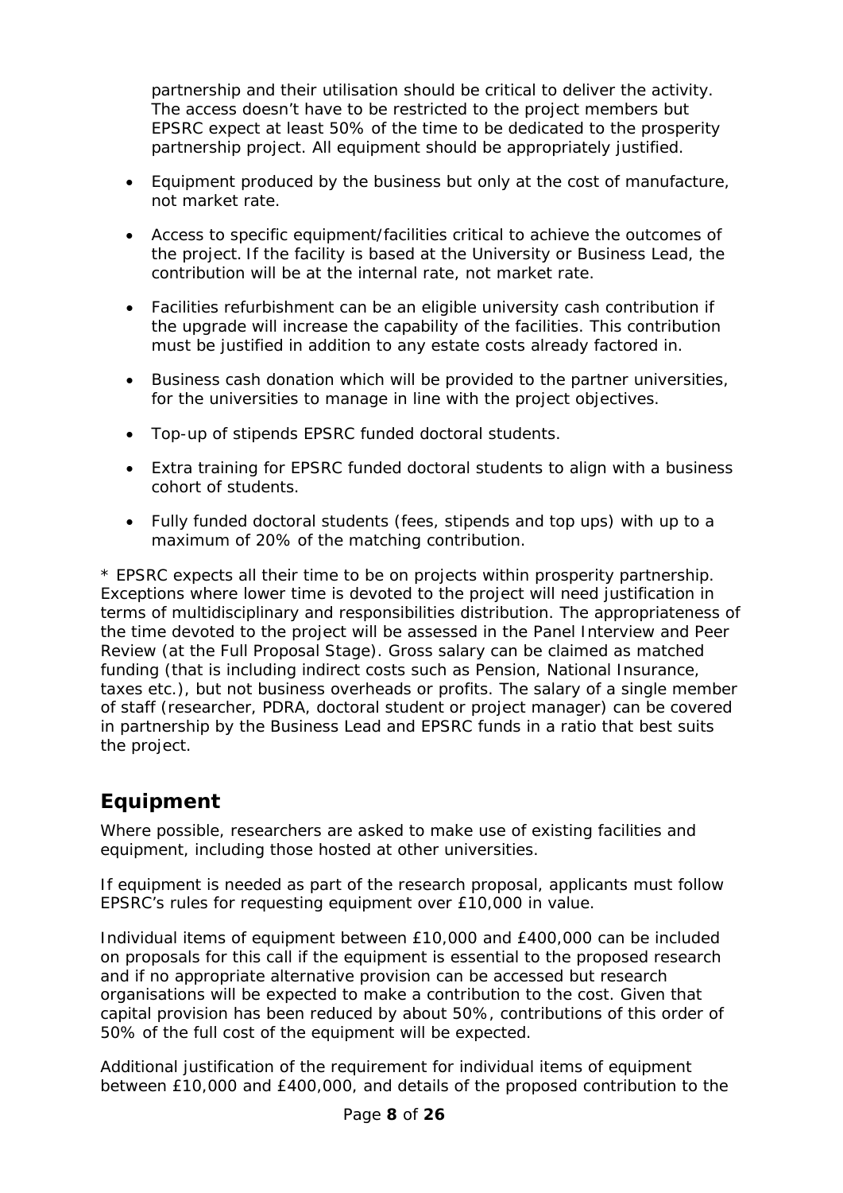partnership and their utilisation should be critical to deliver the activity. The access doesn't have to be restricted to the project members but EPSRC expect at least 50% of the time to be dedicated to the prosperity partnership project. All equipment should be appropriately justified.

- Equipment produced by the business but only at the cost of manufacture, not market rate.
- Access to specific equipment/facilities critical to achieve the outcomes of the project. If the facility is based at the University or Business Lead, the contribution will be at the internal rate, not market rate.
- Facilities refurbishment can be an eligible university cash contribution if the upgrade will increase the capability of the facilities. This contribution must be justified in addition to any estate costs already factored in.
- Business cash donation which will be provided to the partner universities, for the universities to manage in line with the project objectives.
- Top-up of stipends EPSRC funded doctoral students.
- Extra training for EPSRC funded doctoral students to align with a business cohort of students.
- Fully funded doctoral students (fees, stipends and top ups) with up to a maximum of 20% of the matching contribution.

* EPSRC expects all their time to be on projects within prosperity partnership. Exceptions where lower time is devoted to the project will need justification in terms of multidisciplinary and responsibilities distribution. The appropriateness of the time devoted to the project will be assessed in the Panel Interview and Peer Review (at the Full Proposal Stage). Gross salary can be claimed as matched funding (that is including indirect costs such as Pension, National Insurance, taxes etc.), but not business overheads or profits. The salary of a single member of staff (researcher, PDRA, doctoral student or project manager) can be covered in partnership by the Business Lead and EPSRC funds in a ratio that best suits the project.

## Equipment

Where possible, researchers are asked to make use of existing facilities and equipment, including those hosted at other universities.

If equipment is needed as part of the research proposal, applicants must follow EPSRC's rules for requesting equipment over £10,000 in value.

Individual items of equipment between £10,000 and £400,000 can be included on proposals for this call if the equipment is essential to the proposed research and if no appropriate alternative provision can be accessed but research organisations will be expected to make a contribution to the cost. Given that capital provision has been reduced by about 50%, contributions of this order of 50% of the full cost of the equipment will be expected.

Additional justification of the requirement for individual items of equipment between £10,000 and £400,000, and details of the proposed contribution to the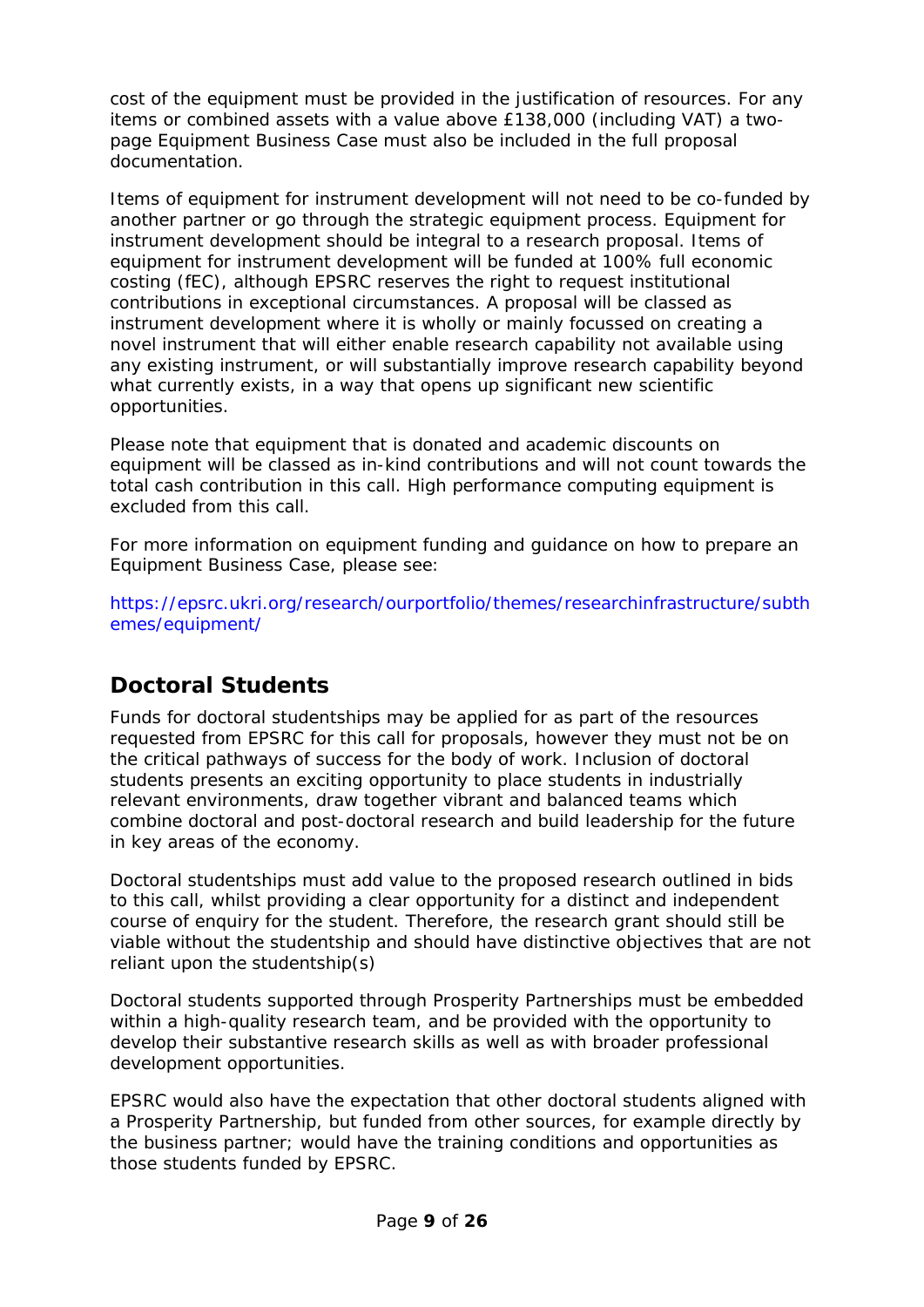cost of the equipment must be provided in the justification of resources. For any items or combined assets with a value above £138,000 (including VAT) a two-page Equipment Business Case must also be included in the full proposal documentation.

Items of equipment for instrument development will not need to be co-funded by another partner or go through the strategic equipment process. Equipment for instrument development should be integral to a research proposal. Items of equipment for instrument development will be funded at 100% full economic costing (fEC), although EPSRC reserves the right to request institutional contributions in exceptional circumstances. A proposal will be classed as instrument development where it is wholly or mainly focussed on creating a novel instrument that will either enable research capability not available using any existing instrument, or will substantially improve research capability beyond what currently exists, in a way that opens up significant new scientific opportunities.

Please note that equipment that is donated and academic discounts on equipment will be classed as in-kind contributions and will not count towards the total cash contribution in this call. High performance computing equipment is excluded from this call.

For more information on equipment funding and guidance on how to prepare an Equipment Business Case, please see:

https://epsrc.ukri.org/research/ourportfolio/themes/researchinfrastructure/subthemes/equipment/

## Doctoral Students

Funds for doctoral studentships may be applied for as part of the resources requested from EPSRC for this call for proposals, however they must not be on the critical pathways of success for the body of work. Inclusion of doctoral students presents an exciting opportunity to place students in industrially relevant environments, draw together vibrant and balanced teams which combine doctoral and post-doctoral research and build leadership for the future in key areas of the economy.

Doctoral studentships must add value to the proposed research outlined in bids to this call, whilst providing a clear opportunity for a distinct and independent course of enquiry for the student. Therefore, the research grant should still be viable without the studentship and should have distinctive objectives that are not reliant upon the studentship(s)

Doctoral students supported through Prosperity Partnerships must be embedded within a high-quality research team, and be provided with the opportunity to develop their substantive research skills as well as with broader professional development opportunities.

EPSRC would also have the expectation that other doctoral students aligned with a Prosperity Partnership, but funded from other sources, for example directly by the business partner; would have the training conditions and opportunities as those students funded by EPSRC.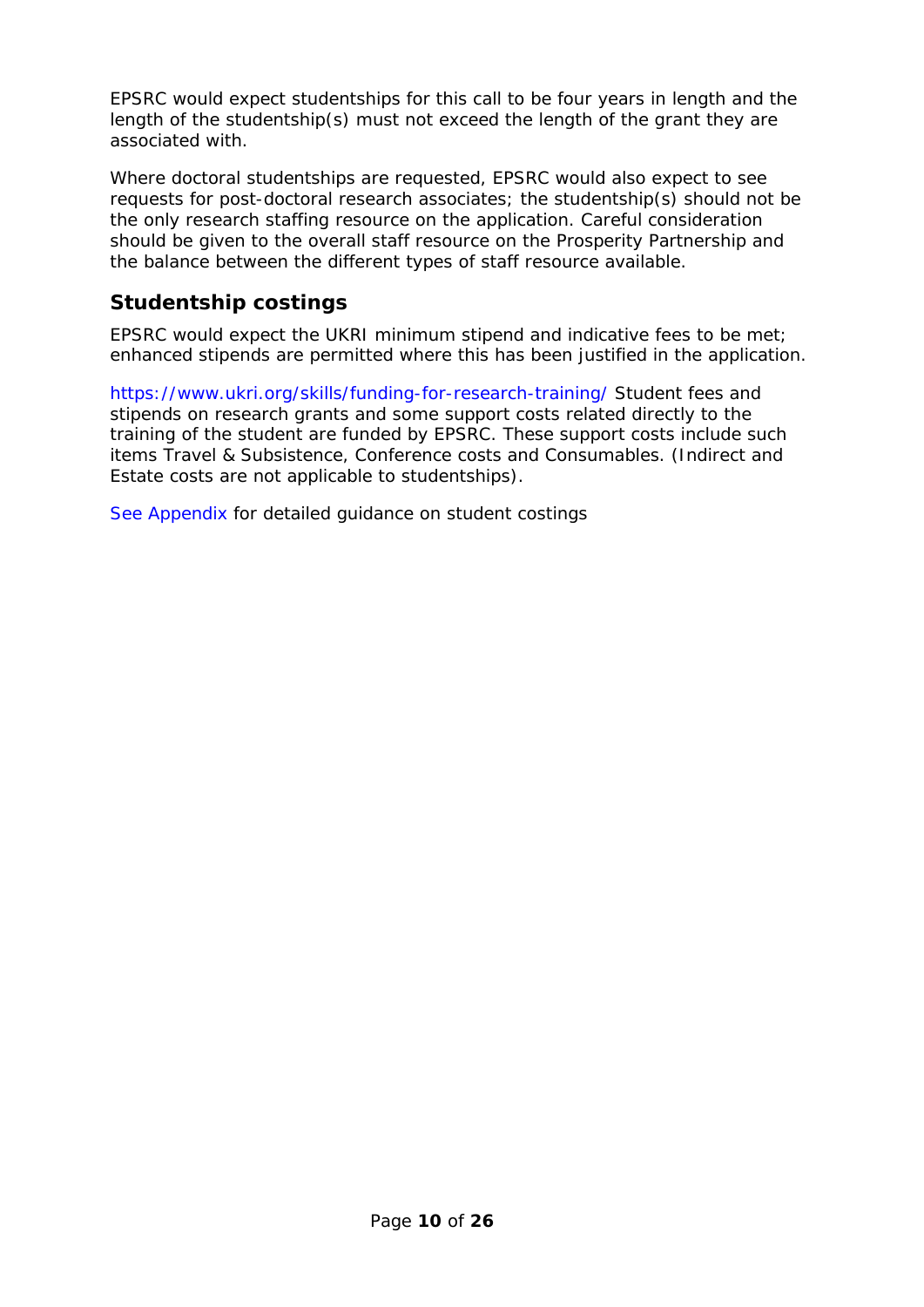EPSRC would expect studentships for this call to be four years in length and the length of the studentship(s) must not exceed the length of the grant they are associated with.

Where doctoral studentships are requested, EPSRC would also expect to see requests for post-doctoral research associates; the studentship(s) should not be the only research staffing resource on the application. Careful consideration should be given to the overall staff resource on the Prosperity Partnership and the balance between the different types of staff resource available.

## Studentship costings

EPSRC would expect the UKRI minimum stipend and indicative fees to be met; enhanced stipends are permitted where this has been justified in the application.

https://www.ukri.org/skills/funding-for-research-training/ Student fees and stipends on research grants and some support costs related directly to the training of the student are funded by EPSRC. These support costs include such items Travel & Subsistence, Conference costs and Consumables. (Indirect and Estate costs are not applicable to studentships).

See Appendix for detailed guidance on student costings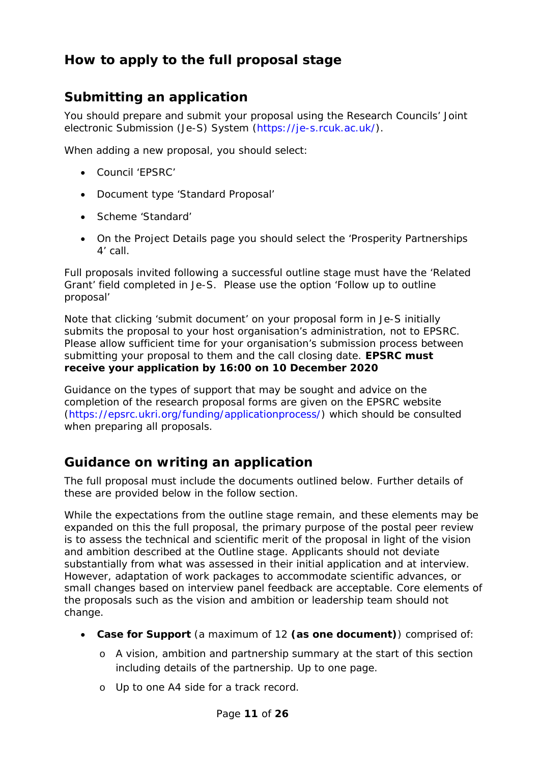## How to apply to the full proposal stage

### Submitting an application

You should prepare and submit your proposal using the Research Councils' Joint electronic Submission (Je-S) System (https://je-s.rcuk.ac.uk/).

When adding a new proposal, you should select:

- Council 'EPSRC'
- Document type 'Standard Proposal'
- Scheme 'Standard'
- On the Project Details page you should select the 'Prosperity Partnerships 4' call.

Full proposals invited following a successful outline stage must have the 'Related Grant' field completed in Je-S. Please use the option 'Follow up to outline proposal'

Note that clicking 'submit document' on your proposal form in Je-S initially submits the proposal to your host organisation's administration, not to EPSRC. Please allow sufficient time for your organisation's submission process between submitting your proposal to them and the call closing date. **EPSRC must receive your application by 16:00 on 10 December 2020**

Guidance on the types of support that may be sought and advice on the completion of the research proposal forms are given on the EPSRC website (https://epsrc.ukri.org/funding/applicationprocess/) which should be consulted when preparing all proposals.

### Guidance on writing an application

The full proposal must include the documents outlined below. Further details of these are provided below in the follow section.

While the expectations from the outline stage remain, and these elements may be expanded on this the full proposal, the primary purpose of the postal peer review is to assess the technical and scientific merit of the proposal in light of the vision and ambition described at the Outline stage. Applicants should not deviate substantially from what was assessed in their initial application and at interview. However, adaptation of work packages to accommodate scientific advances, or small changes based on interview panel feedback are acceptable. Core elements of the proposals such as the vision and ambition or leadership team should not change.

- **Case for Support** (a maximum of 12 **(as one document)**) comprised of:
  - A vision, ambition and partnership summary at the start of this section including details of the partnership. Up to one page.
  - Up to one A4 side for a track record.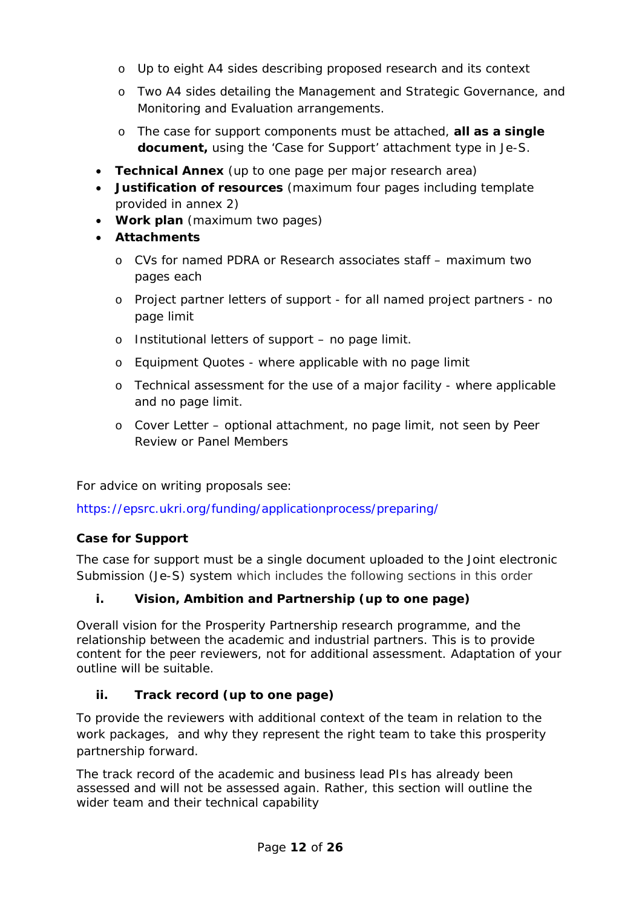- Up to eight A4 sides describing proposed research and its context
  - Two A4 sides detailing the Management and Strategic Governance, and Monitoring and Evaluation arrangements.
  - The case for support components must be attached, **all as a single document,** using the 'Case for Support' attachment type in Je-S.
- **Technical Annex** (up to one page per major research area)
- **Justification of resources** (maximum four pages including template provided in annex 2)
- **Work plan** (maximum two pages)
- **Attachments**
  - CVs for named PDRA or Research associates staff – maximum two pages each
  - Project partner letters of support - for all named project partners - no page limit
  - Institutional letters of support – no page limit.
  - Equipment Quotes - where applicable with no page limit
  - Technical assessment for the use of a major facility - where applicable and no page limit.
  - Cover Letter – optional attachment, no page limit, not seen by Peer Review or Panel Members

For advice on writing proposals see:

https://epsrc.ukri.org/funding/applicationprocess/preparing/

**Case for Support**

The case for support must be a single document uploaded to the Joint electronic Submission (Je-S) system which includes the following sections in this order

**i. Vision, Ambition and Partnership (up to one page)**

Overall vision for the Prosperity Partnership research programme, and the relationship between the academic and industrial partners. This is to provide content for the peer reviewers, not for additional assessment. Adaptation of your outline will be suitable.

**ii. Track record (up to one page)**

To provide the reviewers with additional context of the team in relation to the work packages, and why they represent the right team to take this prosperity partnership forward.

The track record of the academic and business lead PIs has already been assessed and will not be assessed again. Rather, this section will outline the wider team and their technical capability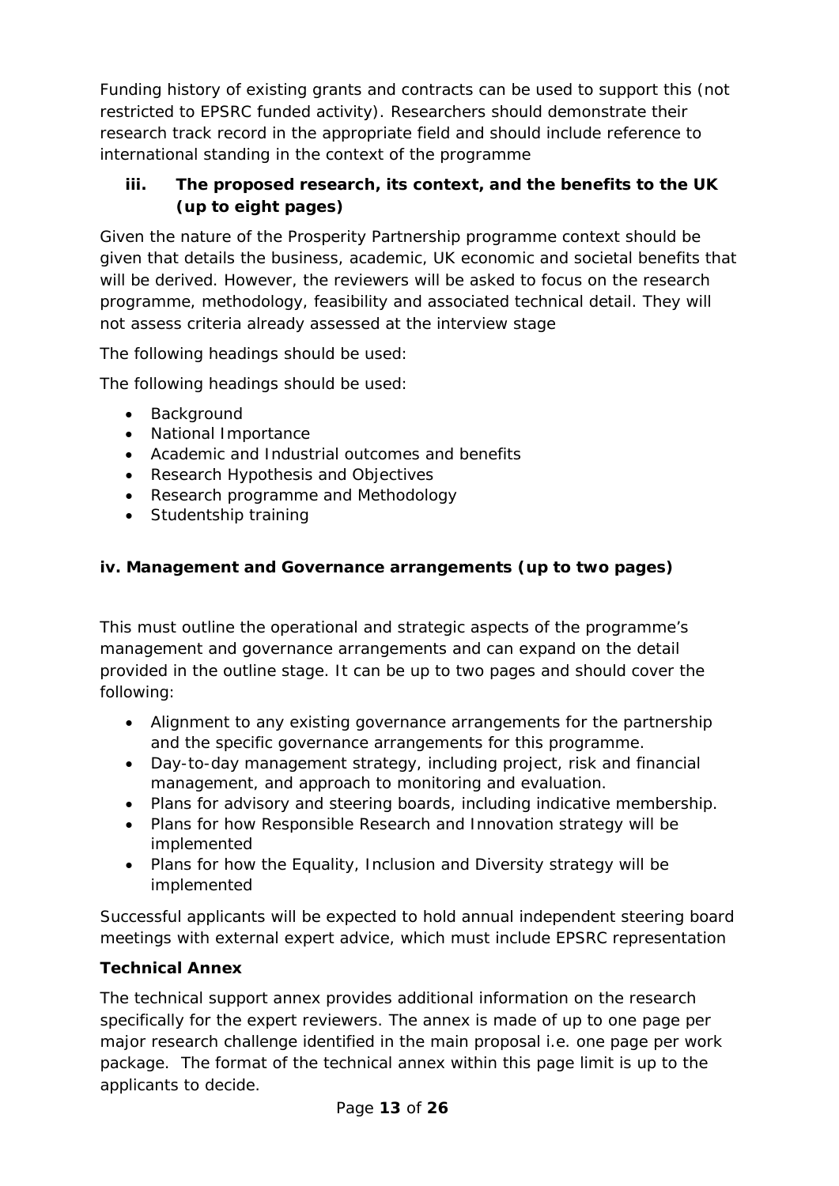Funding history of existing grants and contracts can be used to support this (not restricted to EPSRC funded activity). Researchers should demonstrate their research track record in the appropriate field and should include reference to international standing in the context of the programme

### iii. The proposed research, its context, and the benefits to the UK (up to eight pages)

Given the nature of the Prosperity Partnership programme context should be given that details the business, academic, UK economic and societal benefits that will be derived. However, the reviewers will be asked to focus on the research programme, methodology, feasibility and associated technical detail. They will not assess criteria already assessed at the interview stage

The following headings should be used:

The following headings should be used:

- Background
- National Importance
- Academic and Industrial outcomes and benefits
- Research Hypothesis and Objectives
- Research programme and Methodology
- Studentship training

### iv. Management and Governance arrangements (up to two pages)

This must outline the operational and strategic aspects of the programme's management and governance arrangements and can expand on the detail provided in the outline stage. It can be up to two pages and should cover the following:

- Alignment to any existing governance arrangements for the partnership and the specific governance arrangements for this programme.
- Day-to-day management strategy, including project, risk and financial management, and approach to monitoring and evaluation.
- Plans for advisory and steering boards, including indicative membership.
- Plans for how Responsible Research and Innovation strategy will be implemented
- Plans for how the Equality, Inclusion and Diversity strategy will be implemented

Successful applicants will be expected to hold annual independent steering board meetings with external expert advice, which must include EPSRC representation

### Technical Annex

The technical support annex provides additional information on the research specifically for the expert reviewers. The annex is made of up to one page per major research challenge identified in the main proposal i.e. one page per work package. The format of the technical annex within this page limit is up to the applicants to decide.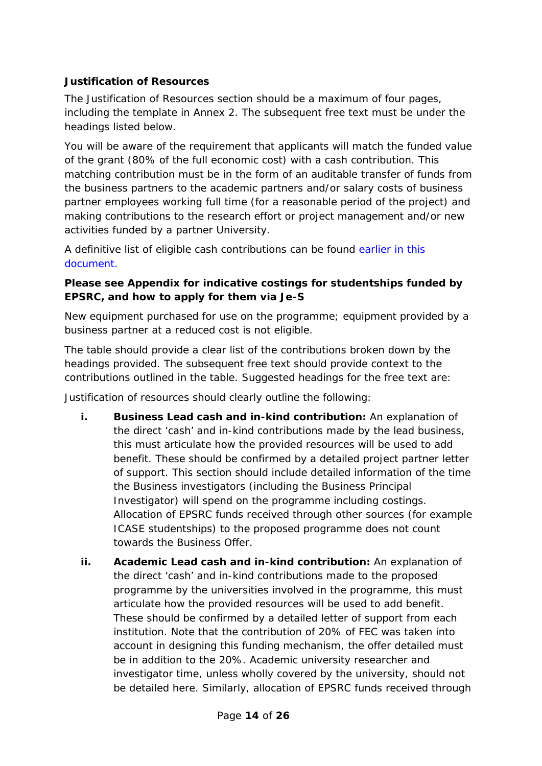**Justification of Resources**

The Justification of Resources section should be a maximum of four pages, including the template in Annex 2. The subsequent free text must be under the headings listed below.

You will be aware of the requirement that applicants will match the funded value of the grant (80% of the full economic cost) with a cash contribution. This matching contribution must be in the form of an auditable transfer of funds from the business partners to the academic partners and/or salary costs of business partner employees working full time (for a reasonable period of the project) and making contributions to the research effort or project management and/or new activities funded by a partner University.

A definitive list of eligible cash contributions can be found earlier in this document.

**Please see Appendix for indicative costings for studentships funded by EPSRC, and how to apply for them via Je-S**

New equipment purchased for use on the programme; equipment provided by a business partner at a reduced cost is not eligible.

The table should provide a clear list of the contributions broken down by the headings provided. The subsequent free text should provide context to the contributions outlined in the table. Suggested headings for the free text are:

Justification of resources should clearly outline the following:

- **i. Business Lead cash and in-kind contribution:** An explanation of the direct 'cash' and in-kind contributions made by the lead business, this must articulate how the provided resources will be used to add benefit. These should be confirmed by a detailed project partner letter of support. This section should include detailed information of the time the Business investigators (including the Business Principal Investigator) will spend on the programme including costings. Allocation of EPSRC funds received through other sources (for example ICASE studentships) to the proposed programme does not count towards the Business Offer.
- **ii. Academic Lead cash and in-kind contribution:** An explanation of the direct 'cash' and in-kind contributions made to the proposed programme by the universities involved in the programme, this must articulate how the provided resources will be used to add benefit. These should be confirmed by a detailed letter of support from each institution. Note that the contribution of 20% of FEC was taken into account in designing this funding mechanism, the offer detailed must be in addition to the 20%. Academic university researcher and investigator time, unless wholly covered by the university, should not be detailed here. Similarly, allocation of EPSRC funds received through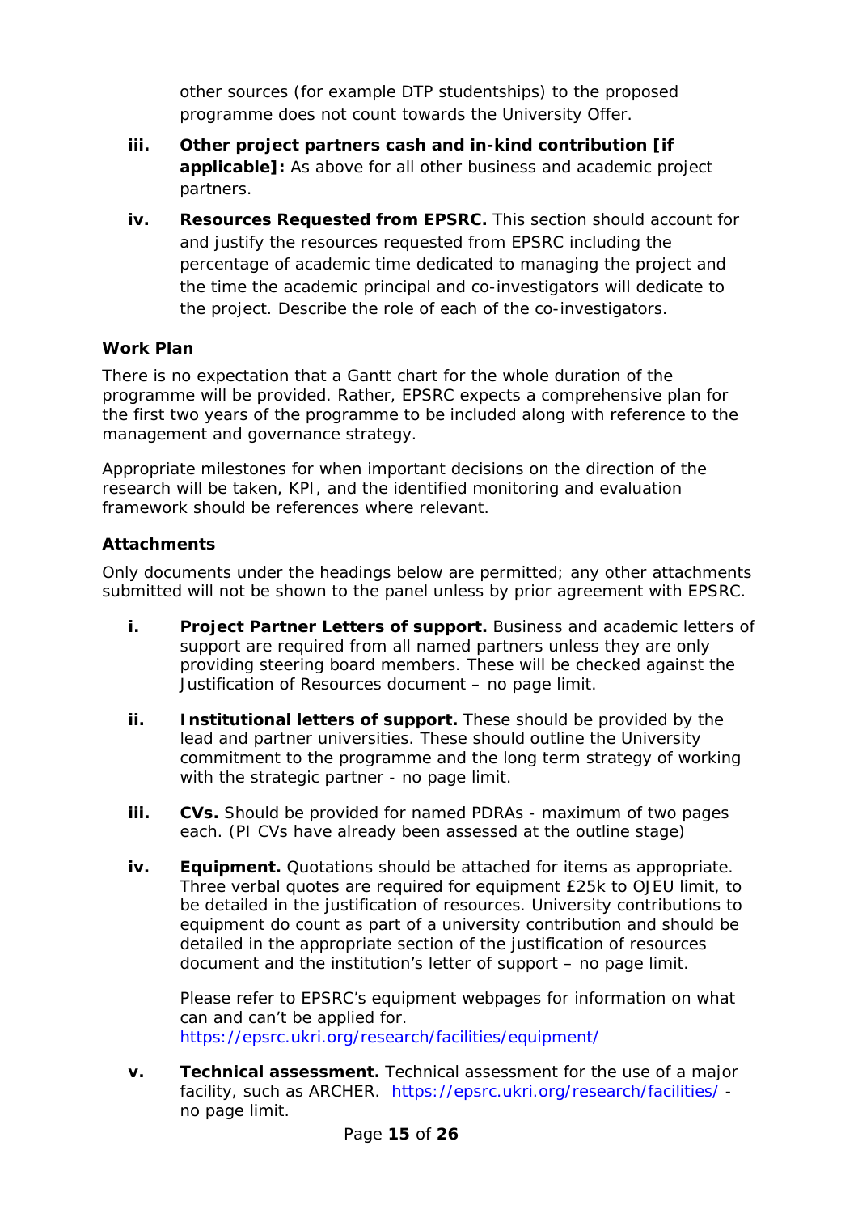other sources (for example DTP studentships) to the proposed programme does not count towards the University Offer.

iii. **Other project partners cash and in-kind contribution [if applicable]:** As above for all other business and academic project partners.

iv. **Resources Requested from EPSRC.** This section should account for and justify the resources requested from EPSRC including the percentage of academic time dedicated to managing the project and the time the academic principal and co-investigators will dedicate to the project. Describe the role of each of the co-investigators.

**Work Plan**

There is no expectation that a Gantt chart for the whole duration of the programme will be provided. Rather, EPSRC expects a comprehensive plan for the first two years of the programme to be included along with reference to the management and governance strategy.

Appropriate milestones for when important decisions on the direction of the research will be taken, KPI, and the identified monitoring and evaluation framework should be references where relevant.

**Attachments**

Only documents under the headings below are permitted; any other attachments submitted will not be shown to the panel unless by prior agreement with EPSRC.

i. **Project Partner Letters of support.** Business and academic letters of support are required from all named partners unless they are only providing steering board members. These will be checked against the Justification of Resources document – no page limit.

ii. **Institutional letters of support.** These should be provided by the lead and partner universities. These should outline the University commitment to the programme and the long term strategy of working with the strategic partner - no page limit.

iii. **CVs.** Should be provided for named PDRAs - maximum of two pages each. (PI CVs have already been assessed at the outline stage)

iv. **Equipment.** Quotations should be attached for items as appropriate. Three verbal quotes are required for equipment £25k to OJEU limit, to be detailed in the justification of resources. University contributions to equipment do count as part of a university contribution and should be detailed in the appropriate section of the justification of resources document and the institution's letter of support – no page limit.

   Please refer to EPSRC's equipment webpages for information on what can and can't be applied for. https://epsrc.ukri.org/research/facilities/equipment/

v. **Technical assessment.** Technical assessment for the use of a major facility, such as ARCHER. https://epsrc.ukri.org/research/facilities/ - no page limit.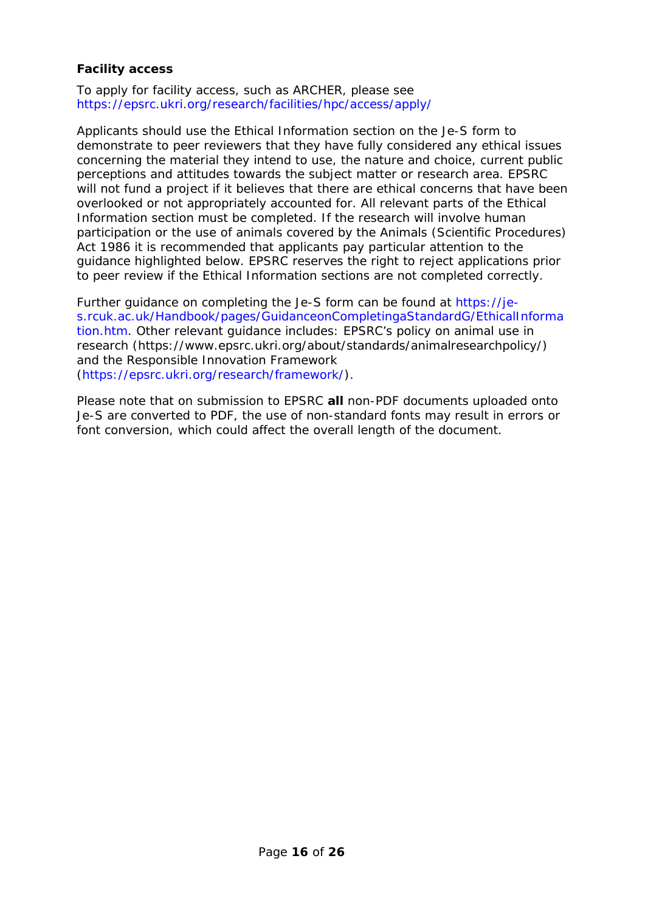**Facility access**

To apply for facility access, such as ARCHER, please see https://epsrc.ukri.org/research/facilities/hpc/access/apply/

Applicants should use the Ethical Information section on the Je-S form to demonstrate to peer reviewers that they have fully considered any ethical issues concerning the material they intend to use, the nature and choice, current public perceptions and attitudes towards the subject matter or research area. EPSRC will not fund a project if it believes that there are ethical concerns that have been overlooked or not appropriately accounted for. All relevant parts of the Ethical Information section must be completed. If the research will involve human participation or the use of animals covered by the Animals (Scientific Procedures) Act 1986 it is recommended that applicants pay particular attention to the guidance highlighted below. EPSRC reserves the right to reject applications prior to peer review if the Ethical Information sections are not completed correctly.

Further guidance on completing the Je-S form can be found at https://je-s.rcuk.ac.uk/Handbook/pages/GuidanceonCompletingaStandardG/EthicalInformation.htm. Other relevant guidance includes: EPSRC's policy on animal use in research (https://www.epsrc.ukri.org/about/standards/animalresearchpolicy/) and the Responsible Innovation Framework (https://epsrc.ukri.org/research/framework/).

Please note that on submission to EPSRC **all** non-PDF documents uploaded onto Je-S are converted to PDF, the use of non-standard fonts may result in errors or font conversion, which could affect the overall length of the document.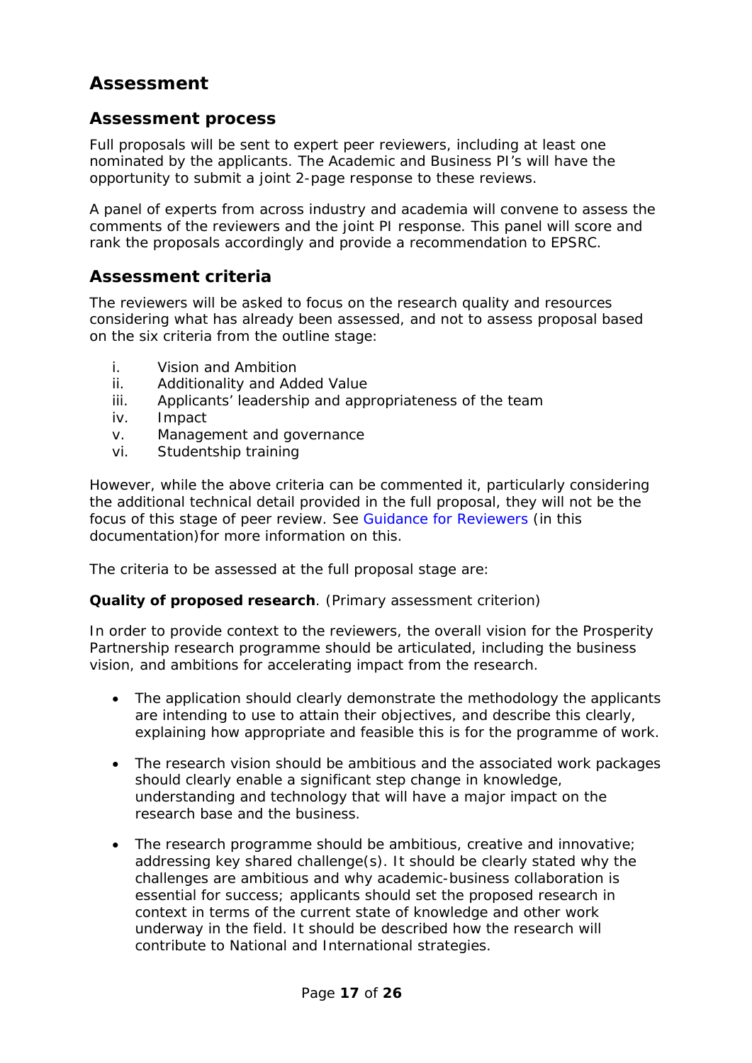## Assessment

### Assessment process

Full proposals will be sent to expert peer reviewers, including at least one nominated by the applicants. The Academic and Business PI's will have the opportunity to submit a joint 2-page response to these reviews.

A panel of experts from across industry and academia will convene to assess the comments of the reviewers and the joint PI response. This panel will score and rank the proposals accordingly and provide a recommendation to EPSRC.

### Assessment criteria

The reviewers will be asked to focus on the research quality and resources considering what has already been assessed, and not to assess proposal based on the six criteria from the outline stage:

i. Vision and Ambition
ii. Additionality and Added Value
iii. Applicants' leadership and appropriateness of the team
iv. Impact
v. Management and governance
vi. Studentship training

However, while the above criteria can be commented it, particularly considering the additional technical detail provided in the full proposal, they will not be the focus of this stage of peer review. See Guidance for Reviewers (in this documentation)for more information on this.

The criteria to be assessed at the full proposal stage are:

**Quality of proposed research**. (Primary assessment criterion)

In order to provide context to the reviewers, the overall vision for the Prosperity Partnership research programme should be articulated, including the business vision, and ambitions for accelerating impact from the research.

- The application should clearly demonstrate the methodology the applicants are intending to use to attain their objectives, and describe this clearly, explaining how appropriate and feasible this is for the programme of work.

- The research vision should be ambitious and the associated work packages should clearly enable a significant step change in knowledge, understanding and technology that will have a major impact on the research base and the business.

- The research programme should be ambitious, creative and innovative; addressing key shared challenge(s). It should be clearly stated why the challenges are ambitious and why academic-business collaboration is essential for success; applicants should set the proposed research in context in terms of the current state of knowledge and other work underway in the field. It should be described how the research will contribute to National and International strategies.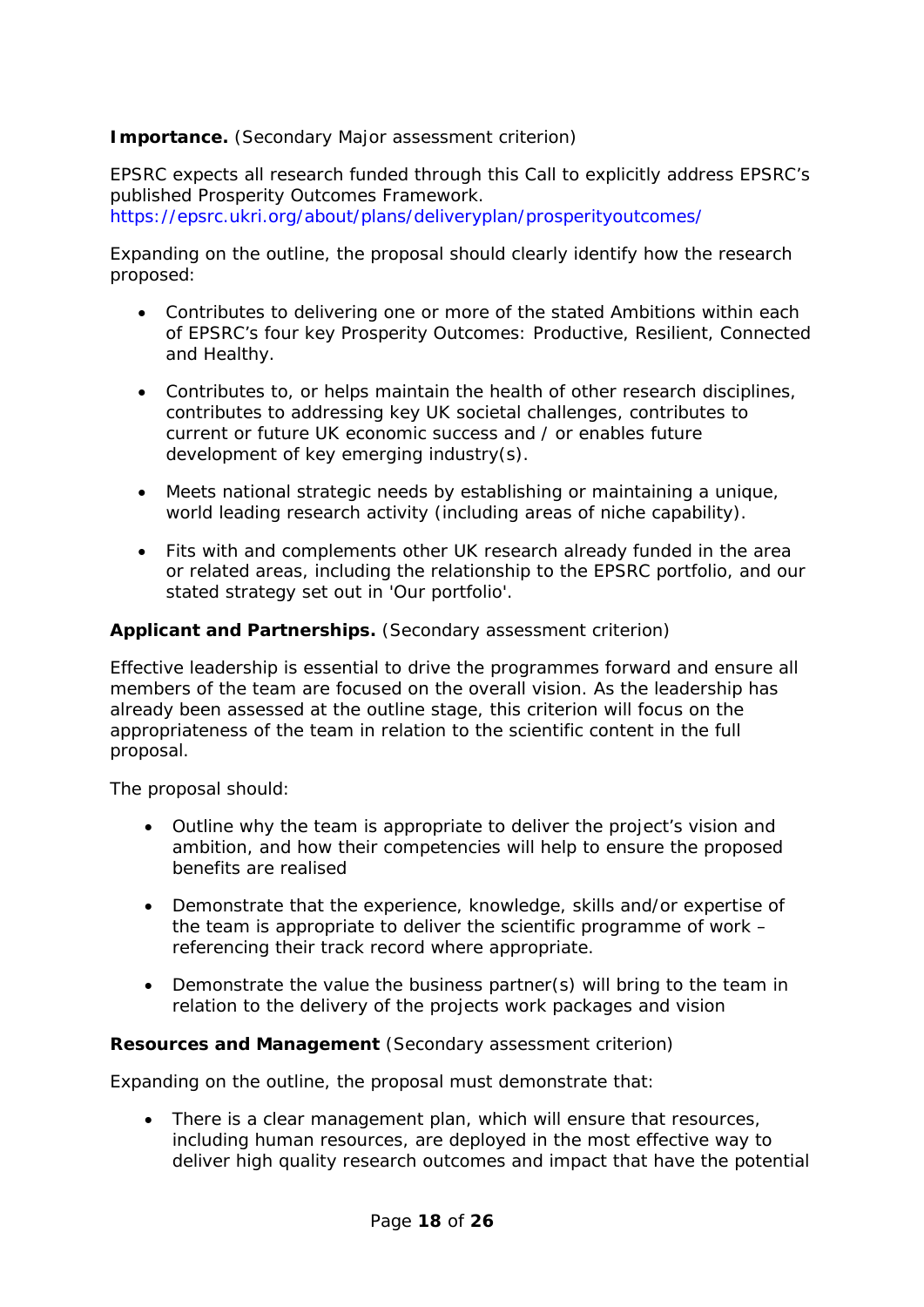**Importance.** (Secondary Major assessment criterion)

EPSRC expects all research funded through this Call to explicitly address EPSRC's published Prosperity Outcomes Framework. https://epsrc.ukri.org/about/plans/deliveryplan/prosperityoutcomes/

Expanding on the outline, the proposal should clearly identify how the research proposed:

- Contributes to delivering one or more of the stated Ambitions within each of EPSRC's four key Prosperity Outcomes: Productive, Resilient, Connected and Healthy.
- Contributes to, or helps maintain the health of other research disciplines, contributes to addressing key UK societal challenges, contributes to current or future UK economic success and / or enables future development of key emerging industry(s).
- Meets national strategic needs by establishing or maintaining a unique, world leading research activity (including areas of niche capability).
- Fits with and complements other UK research already funded in the area or related areas, including the relationship to the EPSRC portfolio, and our stated strategy set out in 'Our portfolio'.

**Applicant and Partnerships.** (Secondary assessment criterion)

Effective leadership is essential to drive the programmes forward and ensure all members of the team are focused on the overall vision. As the leadership has already been assessed at the outline stage, this criterion will focus on the appropriateness of the team in relation to the scientific content in the full proposal.

The proposal should:

- Outline why the team is appropriate to deliver the project's vision and ambition, and how their competencies will help to ensure the proposed benefits are realised
- Demonstrate that the experience, knowledge, skills and/or expertise of the team is appropriate to deliver the scientific programme of work – referencing their track record where appropriate.
- Demonstrate the value the business partner(s) will bring to the team in relation to the delivery of the projects work packages and vision

**Resources and Management** (Secondary assessment criterion)

Expanding on the outline, the proposal must demonstrate that:

- There is a clear management plan, which will ensure that resources, including human resources, are deployed in the most effective way to deliver high quality research outcomes and impact that have the potential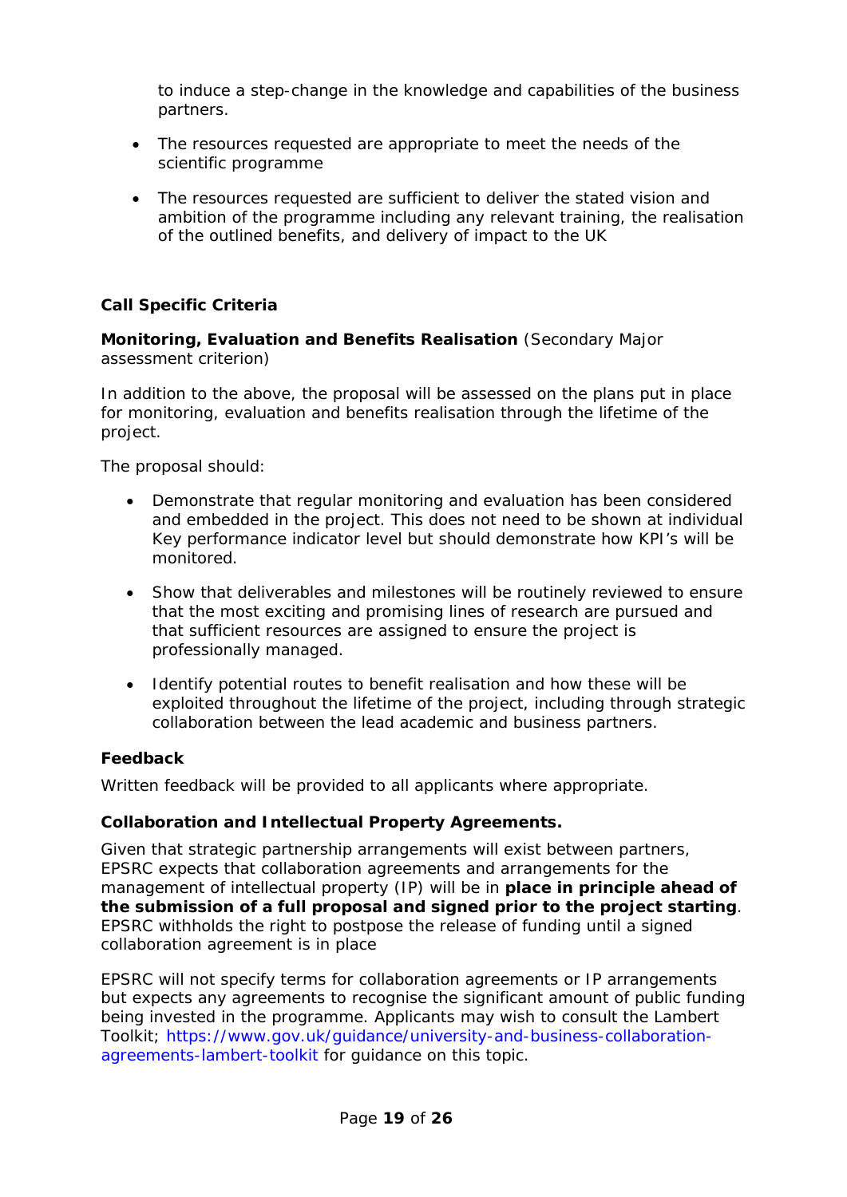to induce a step-change in the knowledge and capabilities of the business partners.

- The resources requested are appropriate to meet the needs of the scientific programme
- The resources requested are sufficient to deliver the stated vision and ambition of the programme including any relevant training, the realisation of the outlined benefits, and delivery of impact to the UK

**Call Specific Criteria**

**Monitoring, Evaluation and Benefits Realisation** (Secondary Major assessment criterion)

In addition to the above, the proposal will be assessed on the plans put in place for monitoring, evaluation and benefits realisation through the lifetime of the project.

The proposal should:

- Demonstrate that regular monitoring and evaluation has been considered and embedded in the project. This does not need to be shown at individual Key performance indicator level but should demonstrate how KPI's will be monitored.
- Show that deliverables and milestones will be routinely reviewed to ensure that the most exciting and promising lines of research are pursued and that sufficient resources are assigned to ensure the project is professionally managed.
- Identify potential routes to benefit realisation and how these will be exploited throughout the lifetime of the project, including through strategic collaboration between the lead academic and business partners.

**Feedback**

Written feedback will be provided to all applicants where appropriate.

**Collaboration and Intellectual Property Agreements.**

Given that strategic partnership arrangements will exist between partners, EPSRC expects that collaboration agreements and arrangements for the management of intellectual property (IP) will be in **place in principle ahead of the submission of a full proposal and signed prior to the project starting**. EPSRC withholds the right to postpose the release of funding until a signed collaboration agreement is in place

EPSRC will not specify terms for collaboration agreements or IP arrangements but expects any agreements to recognise the significant amount of public funding being invested in the programme. Applicants may wish to consult the Lambert Toolkit; https://www.gov.uk/guidance/university-and-business-collaboration-agreements-lambert-toolkit for guidance on this topic.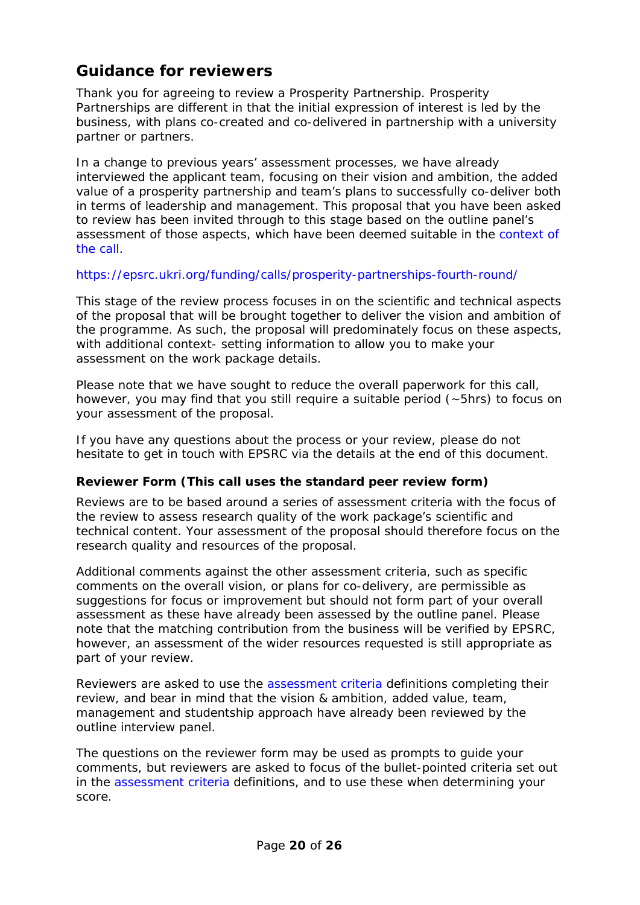## Guidance for reviewers

Thank you for agreeing to review a Prosperity Partnership. Prosperity Partnerships are different in that the initial expression of interest is led by the business, with plans co-created and co-delivered in partnership with a university partner or partners.

In a change to previous years' assessment processes, we have already interviewed the applicant team, focusing on their vision and ambition, the added value of a prosperity partnership and team's plans to successfully co-deliver both in terms of leadership and management. This proposal that you have been asked to review has been invited through to this stage based on the outline panel's assessment of those aspects, which have been deemed suitable in the context of the call.

https://epsrc.ukri.org/funding/calls/prosperity-partnerships-fourth-round/

This stage of the review process focuses in on the scientific and technical aspects of the proposal that will be brought together to deliver the vision and ambition of the programme. As such, the proposal will predominately focus on these aspects, with additional context- setting information to allow you to make your assessment on the work package details.

Please note that we have sought to reduce the overall paperwork for this call, however, you may find that you still require a suitable period (~5hrs) to focus on your assessment of the proposal.

If you have any questions about the process or your review, please do not hesitate to get in touch with EPSRC via the details at the end of this document.

**Reviewer Form (This call uses the standard peer review form)**

Reviews are to be based around a series of assessment criteria with the focus of the review to assess research quality of the work package's scientific and technical content. Your assessment of the proposal should therefore focus on the research quality and resources of the proposal.

Additional comments against the other assessment criteria, such as specific comments on the overall vision, or plans for co-delivery, are permissible as suggestions for focus or improvement but should not form part of your overall assessment as these have already been assessed by the outline panel. Please note that the matching contribution from the business will be verified by EPSRC, however, an assessment of the wider resources requested is still appropriate as part of your review.

Reviewers are asked to use the assessment criteria definitions completing their review, and bear in mind that the vision & ambition, added value, team, management and studentship approach have already been reviewed by the outline interview panel.

The questions on the reviewer form may be used as prompts to guide your comments, but reviewers are asked to focus of the bullet-pointed criteria set out in the assessment criteria definitions, and to use these when determining your score.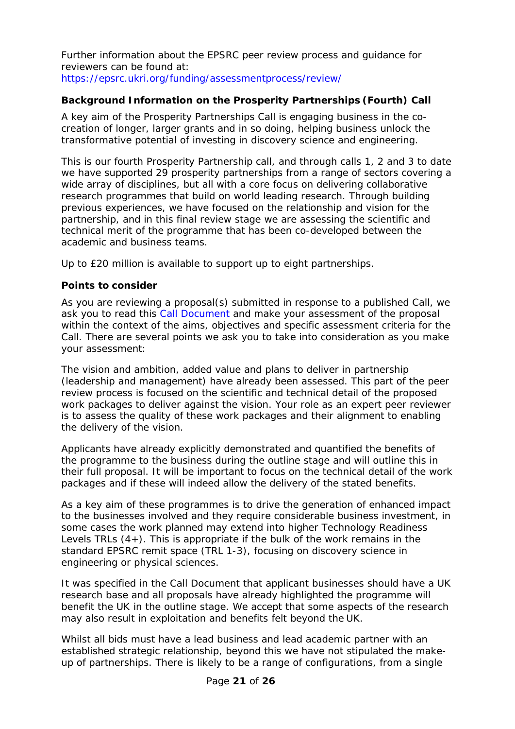Further information about the EPSRC peer review process and guidance for reviewers can be found at:
https://epsrc.ukri.org/funding/assessmentprocess/review/

**Background Information on the Prosperity Partnerships (Fourth) Call**

A key aim of the Prosperity Partnerships Call is engaging business in the co-creation of longer, larger grants and in so doing, helping business unlock the transformative potential of investing in discovery science and engineering.

This is our fourth Prosperity Partnership call, and through calls 1, 2 and 3 to date we have supported 29 prosperity partnerships from a range of sectors covering a wide array of disciplines, but all with a core focus on delivering collaborative research programmes that build on world leading research. Through building previous experiences, we have focused on the relationship and vision for the partnership, and in this final review stage we are assessing the scientific and technical merit of the programme that has been co-developed between the academic and business teams.

Up to £20 million is available to support up to eight partnerships.

**Points to consider**

As you are reviewing a proposal(s) submitted in response to a published Call, we ask you to read this Call Document and make your assessment of the proposal within the context of the aims, objectives and specific assessment criteria for the Call. There are several points we ask you to take into consideration as you make your assessment:

The vision and ambition, added value and plans to deliver in partnership (leadership and management) have already been assessed. This part of the peer review process is focused on the scientific and technical detail of the proposed work packages to deliver against the vision. Your role as an expert peer reviewer is to assess the quality of these work packages and their alignment to enabling the delivery of the vision.

Applicants have already explicitly demonstrated and quantified the benefits of the programme to the business during the outline stage and will outline this in their full proposal. It will be important to focus on the technical detail of the work packages and if these will indeed allow the delivery of the stated benefits.

As a key aim of these programmes is to drive the generation of enhanced impact to the businesses involved and they require considerable business investment, in some cases the work planned may extend into higher Technology Readiness Levels TRLs (4+). This is appropriate if the bulk of the work remains in the standard EPSRC remit space (TRL 1-3), focusing on discovery science in engineering or physical sciences.

It was specified in the Call Document that applicant businesses should have a UK research base and all proposals have already highlighted the programme will benefit the UK in the outline stage. We accept that some aspects of the research may also result in exploitation and benefits felt beyond the UK.

Whilst all bids must have a lead business and lead academic partner with an established strategic relationship, beyond this we have not stipulated the make-up of partnerships. There is likely to be a range of configurations, from a single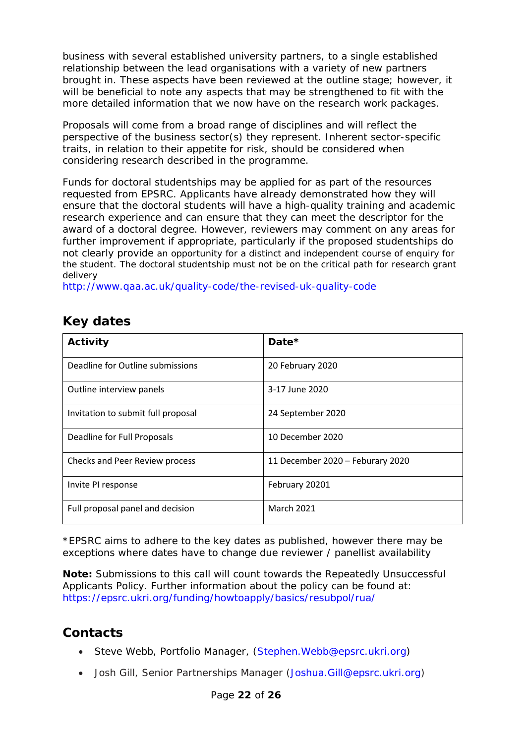business with several established university partners, to a single established relationship between the lead organisations with a variety of new partners brought in. These aspects have been reviewed at the outline stage; however, it will be beneficial to note any aspects that may be strengthened to fit with the more detailed information that we now have on the research work packages.

Proposals will come from a broad range of disciplines and will reflect the perspective of the business sector(s) they represent. Inherent sector-specific traits, in relation to their appetite for risk, should be considered when considering research described in the programme.

Funds for doctoral studentships may be applied for as part of the resources requested from EPSRC. Applicants have already demonstrated how they will ensure that the doctoral students will have a high-quality training and academic research experience and can ensure that they can meet the descriptor for the award of a doctoral degree. However, reviewers may comment on any areas for further improvement if appropriate, particularly if the proposed studentships do not clearly provide an opportunity for a distinct and independent course of enquiry for the student. The doctoral studentship must not be on the critical path for research grant delivery
http://www.qaa.ac.uk/quality-code/the-revised-uk-quality-code

## Key dates

| Activity | Date* |
|---|---|
| Deadline for Outline submissions | 20 February 2020 |
| Outline interview panels | 3-17 June 2020 |
| Invitation to submit full proposal | 24 September 2020 |
| Deadline for Full Proposals | 10 December 2020 |
| Checks and Peer Review process | 11 December 2020 – Feburary 2020 |
| Invite PI response | February 20201 |
| Full proposal panel and decision | March 2021 |

*EPSRC aims to adhere to the key dates as published, however there may be exceptions where dates have to change due reviewer / panellist availability

**Note:** Submissions to this call will count towards the Repeatedly Unsuccessful Applicants Policy. Further information about the policy can be found at: https://epsrc.ukri.org/funding/howtoapply/basics/resubpol/rua/

## Contacts

- Steve Webb, Portfolio Manager, (Stephen.Webb@epsrc.ukri.org)
- Josh Gill, Senior Partnerships Manager (Joshua.Gill@epsrc.ukri.org)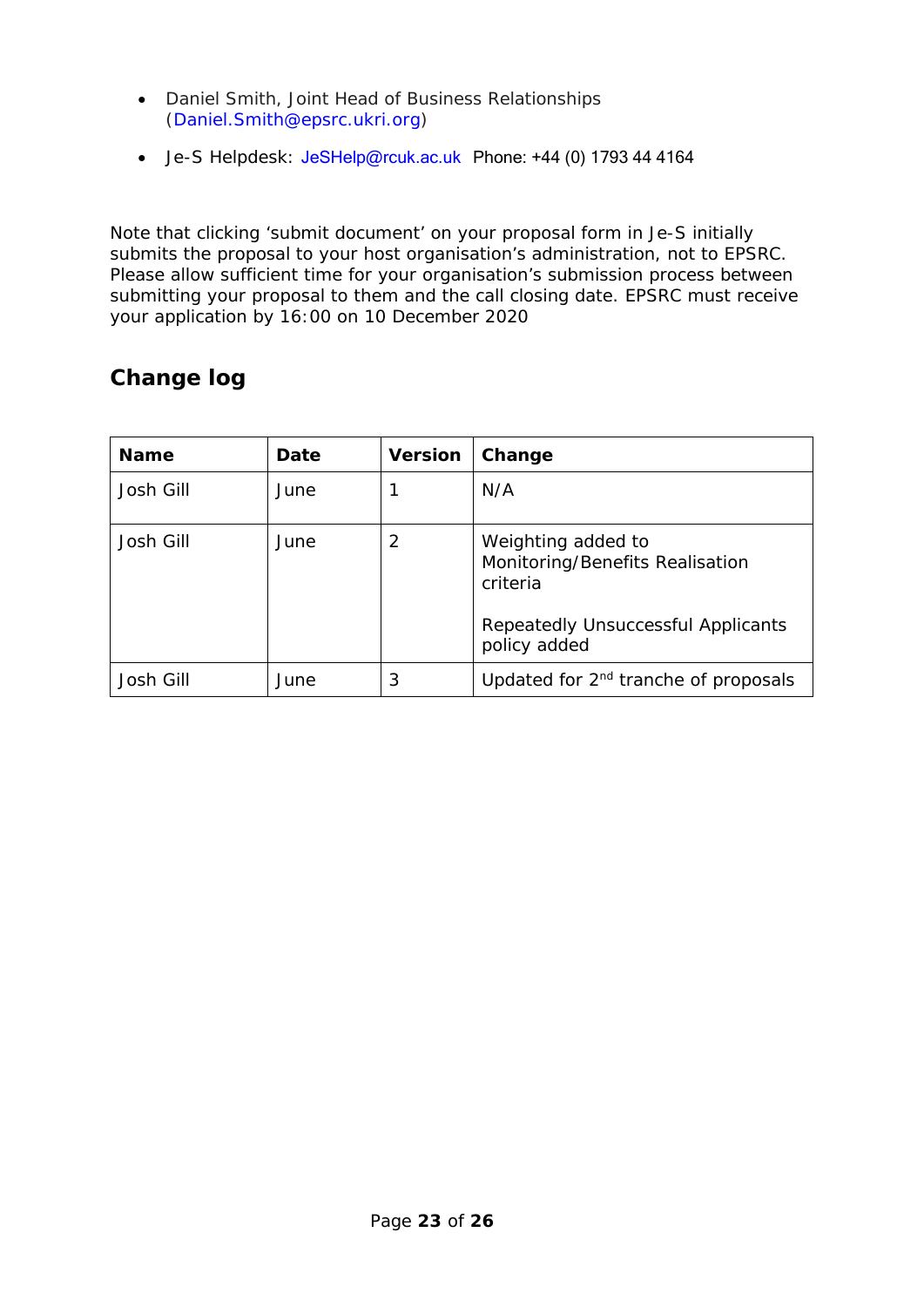- Daniel Smith, Joint Head of Business Relationships (Daniel.Smith@epsrc.ukri.org)

- Je-S Helpdesk: JeSHelp@rcuk.ac.uk Phone: +44 (0) 1793 44 4164

Note that clicking 'submit document' on your proposal form in Je-S initially submits the proposal to your host organisation's administration, not to EPSRC. Please allow sufficient time for your organisation's submission process between submitting your proposal to them and the call closing date. EPSRC must receive your application by 16:00 on 10 December 2020

## Change log

| Name | Date | Version | Change |
|---|---|---|---|
| Josh Gill | June | 1 | N/A |
| Josh Gill | June | 2 | Weighting added to Monitoring/Benefits Realisation criteria<br><br>Repeatedly Unsuccessful Applicants policy added |
| Josh Gill | June | 3 | Updated for 2nd tranche of proposals |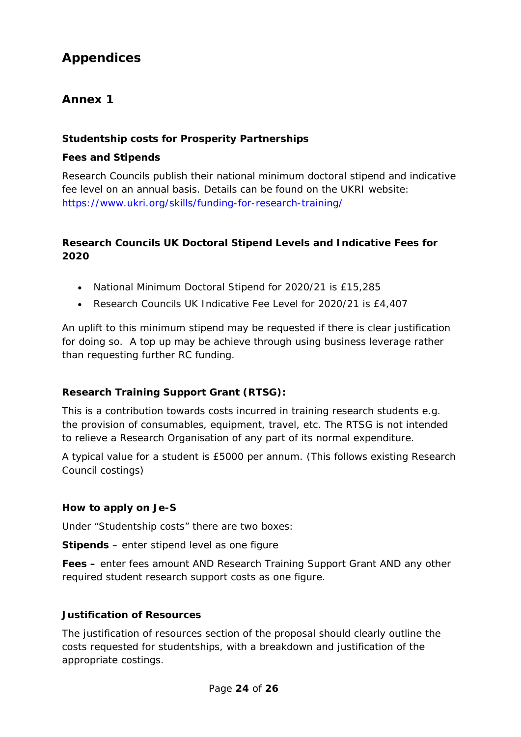# Appendices

## Annex 1

**Studentship costs for Prosperity Partnerships**

**Fees and Stipends**

Research Councils publish their national minimum doctoral stipend and indicative fee level on an annual basis. Details can be found on the UKRI website: https://www.ukri.org/skills/funding-for-research-training/

**Research Councils UK Doctoral Stipend Levels and Indicative Fees for 2020**

- National Minimum Doctoral Stipend for 2020/21 is £15,285
- Research Councils UK Indicative Fee Level for 2020/21 is £4,407

An uplift to this minimum stipend may be requested if there is clear justification for doing so. A top up may be achieve through using business leverage rather than requesting further RC funding.

**Research Training Support Grant (RTSG):**

This is a contribution towards costs incurred in training research students e.g. the provision of consumables, equipment, travel, etc. The RTSG is not intended to relieve a Research Organisation of any part of its normal expenditure.

A typical value for a student is £5000 per annum. (This follows existing Research Council costings)

**How to apply on Je-S**

Under "Studentship costs" there are two boxes:

**Stipends** – enter stipend level as one figure

**Fees –** enter fees amount AND Research Training Support Grant AND any other required student research support costs as one figure.

**Justification of Resources**

The justification of resources section of the proposal should clearly outline the costs requested for studentships, with a breakdown and justification of the appropriate costings.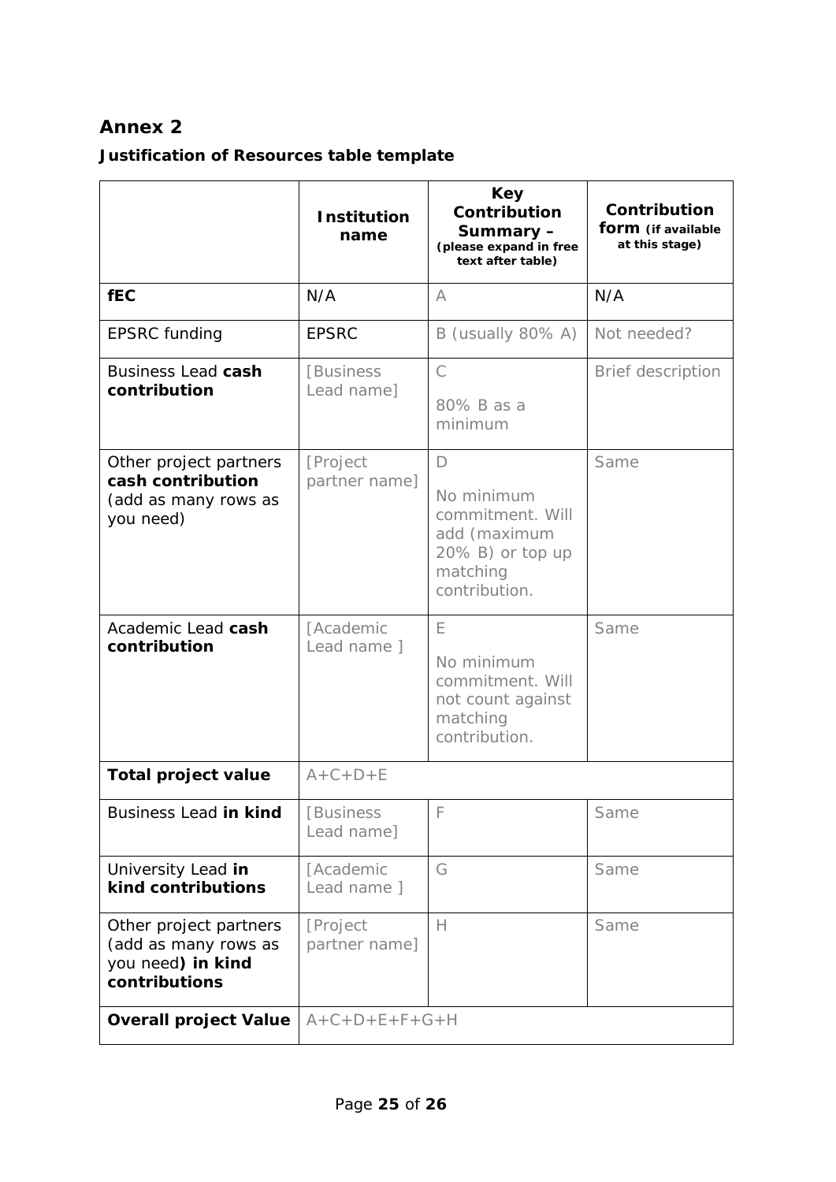## Annex 2

### Justification of Resources table template

| | Institution name | Key Contribution Summary – (please expand in free text after table) | Contribution form (if available at this stage) |
|---|---|---|---|
| **fEC** | N/A | A | N/A |
| EPSRC funding | EPSRC | B (usually 80% A) | Not needed? |
| Business Lead **cash contribution** | [Business Lead name] | C<br><br>80% B as a minimum | Brief description |
| Other project partners **cash contribution** (add as many rows as you need) | [Project partner name] | D<br><br>No minimum commitment. Will add (maximum 20% B) or top up matching contribution. | Same |
| Academic Lead **cash contribution** | [Academic Lead name ] | E<br><br>No minimum commitment. Will not count against matching contribution. | Same |
| **Total project value** | A+C+D+E | | |
| Business Lead **in kind** | [Business Lead name] | F | Same |
| University Lead **in kind contributions** | [Academic Lead name ] | G | Same |
| Other project partners (add as many rows as you need**) in kind contributions** | [Project partner name] | H | Same |
| **Overall project Value** | A+C+D+E+F+G+H | | |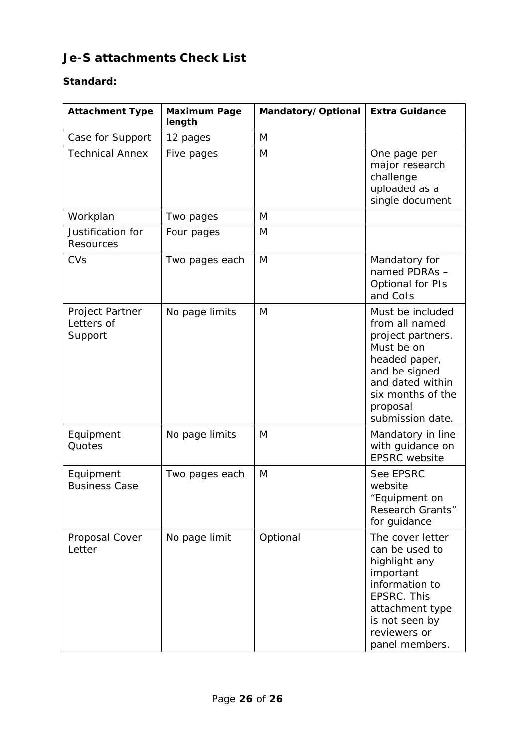## Je-S attachments Check List

**Standard:**

| Attachment Type | Maximum Page length | Mandatory/Optional | Extra Guidance |
|---|---|---|---|
| Case for Support | 12 pages | M | |
| Technical Annex | Five pages | M | One page per major research challenge uploaded as a single document |
| Workplan | Two pages | M | |
| Justification for Resources | Four pages | M | |
| CVs | Two pages each | M | Mandatory for named PDRAs – Optional for PIs and CoIs |
| Project Partner Letters of Support | No page limits | M | Must be included from all named project partners. Must be on headed paper, and be signed and dated within six months of the proposal submission date. |
| Equipment Quotes | No page limits | M | Mandatory in line with guidance on EPSRC website |
| Equipment Business Case | Two pages each | M | See EPSRC website "Equipment on Research Grants" for guidance |
| Proposal Cover Letter | No page limit | Optional | The cover letter can be used to highlight any important information to EPSRC. This attachment type is not seen by reviewers or panel members. |